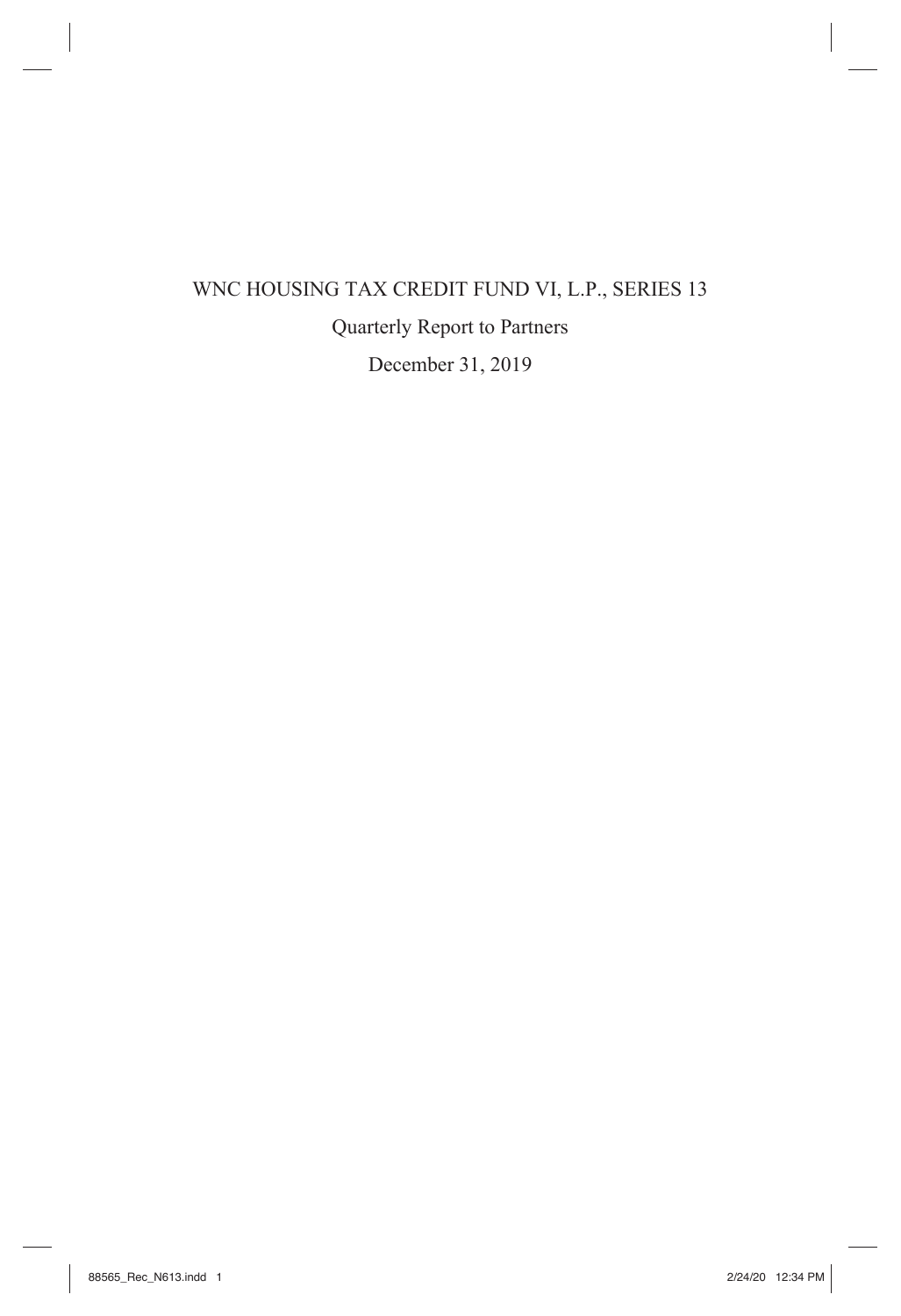# WNC HOUSING TAX CREDIT FUND VI, L.P., SERIES 13

Quarterly Report to Partners

December 31, 2019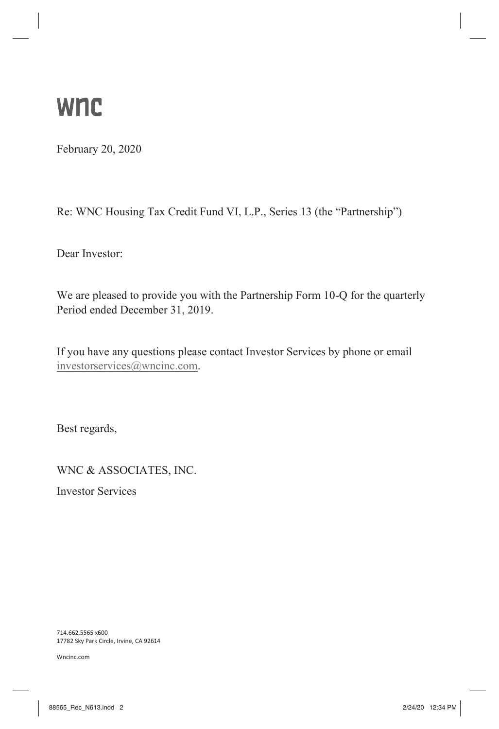# wnc

February 20, 2020

Re: WNC Housing Tax Credit Fund VI, L.P., Series 13 (the "Partnership")

Dear Investor:

We are pleased to provide you with the Partnership Form 10-Q for the quarterly Period ended December 31, 2019.

If you have any questions please contact Investor Services by phone or email investorservices@wncinc.com.

Best regards,

WNC & ASSOCIATES, INC.

Investor Services

714.662.5565 x600
17782 Sky Park Circle, Irvine, CA 92614

Wncinc.com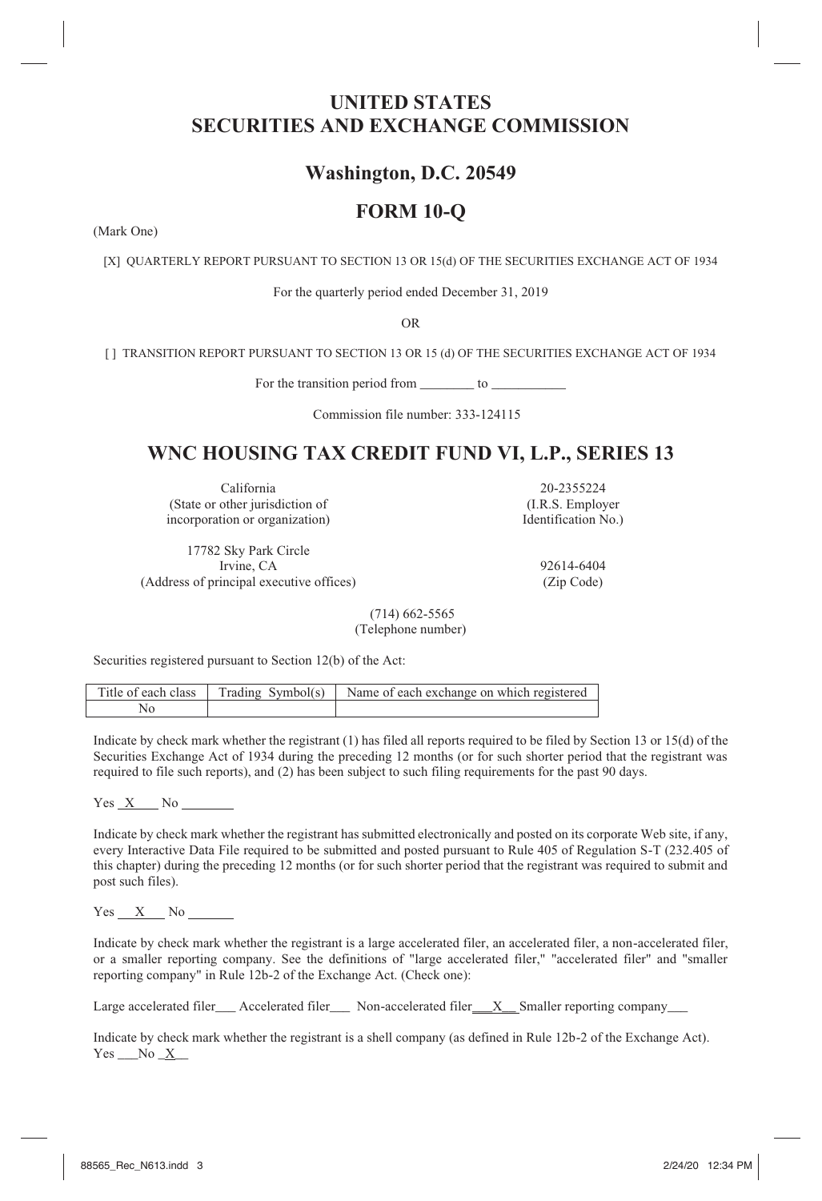# UNITED STATES
# SECURITIES AND EXCHANGE COMMISSION

## Washington, D.C. 20549

## FORM 10-Q

(Mark One)

[X] QUARTERLY REPORT PURSUANT TO SECTION 13 OR 15(d) OF THE SECURITIES EXCHANGE ACT OF 1934

For the quarterly period ended December 31, 2019

OR

[ ] TRANSITION REPORT PURSUANT TO SECTION 13 OR 15 (d) OF THE SECURITIES EXCHANGE ACT OF 1934

For the transition period from ________ to ___________

Commission file number: 333-124115

# WNC HOUSING TAX CREDIT FUND VI, L.P., SERIES 13

California
(State or other jurisdiction of
incorporation or organization)

20-2355224
(I.R.S. Employer
Identification No.)

17782 Sky Park Circle
Irvine, CA
(Address of principal executive offices)

92614-6404
(Zip Code)

(714) 662-5565
(Telephone number)

Securities registered pursuant to Section 12(b) of the Act:

| Title of each class | Trading Symbol(s) | Name of each exchange on which registered |
|---|---|---|
| No | | |

Indicate by check mark whether the registrant (1) has filed all reports required to be filed by Section 13 or 15(d) of the Securities Exchange Act of 1934 during the preceding 12 months (or for such shorter period that the registrant was required to file such reports), and (2) has been subject to such filing requirements for the past 90 days.

Yes __X__ No ________

Indicate by check mark whether the registrant has submitted electronically and posted on its corporate Web site, if any, every Interactive Data File required to be submitted and posted pursuant to Rule 405 of Regulation S-T (232.405 of this chapter) during the preceding 12 months (or for such shorter period that the registrant was required to submit and post such files).

Yes __X__ No _______

Indicate by check mark whether the registrant is a large accelerated filer, an accelerated filer, a non-accelerated filer, or a smaller reporting company. See the definitions of "large accelerated filer," "accelerated filer" and "smaller reporting company" in Rule 12b-2 of the Exchange Act. (Check one):

Large accelerated filer___ Accelerated filer___ Non-accelerated filer__X__ Smaller reporting company___

Indicate by check mark whether the registrant is a shell company (as defined in Rule 12b-2 of the Exchange Act).
Yes ___No _X__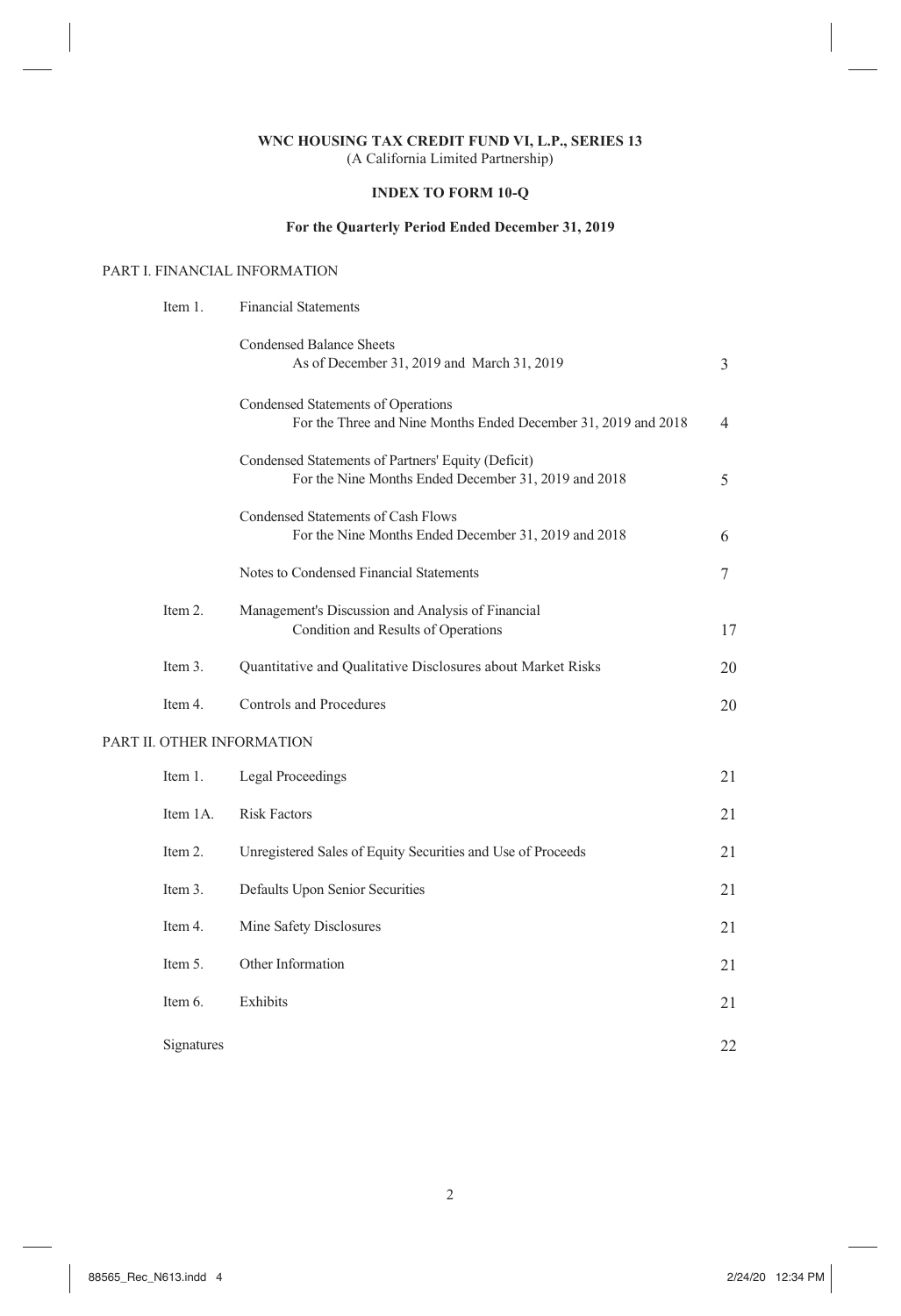**WNC HOUSING TAX CREDIT FUND VI, L.P., SERIES 13**
(A California Limited Partnership)

**INDEX TO FORM 10-Q**

**For the Quarterly Period Ended December 31, 2019**

PART I. FINANCIAL INFORMATION

| | | |
|---|---|---|
| Item 1. | Financial Statements | |
| | Condensed Balance Sheets<br>As of December 31, 2019 and March 31, 2019 | 3 |
| | Condensed Statements of Operations<br>For the Three and Nine Months Ended December 31, 2019 and 2018 | 4 |
| | Condensed Statements of Partners' Equity (Deficit)<br>For the Nine Months Ended December 31, 2019 and 2018 | 5 |
| | Condensed Statements of Cash Flows<br>For the Nine Months Ended December 31, 2019 and 2018 | 6 |
| | Notes to Condensed Financial Statements | 7 |
| Item 2. | Management's Discussion and Analysis of Financial<br>Condition and Results of Operations | 17 |
| Item 3. | Quantitative and Qualitative Disclosures about Market Risks | 20 |
| Item 4. | Controls and Procedures | 20 |

PART II. OTHER INFORMATION

| | | |
|---|---|---|
| Item 1. | Legal Proceedings | 21 |
| Item 1A. | Risk Factors | 21 |
| Item 2. | Unregistered Sales of Equity Securities and Use of Proceeds | 21 |
| Item 3. | Defaults Upon Senior Securities | 21 |
| Item 4. | Mine Safety Disclosures | 21 |
| Item 5. | Other Information | 21 |
| Item 6. | Exhibits | 21 |
| Signatures | | 22 |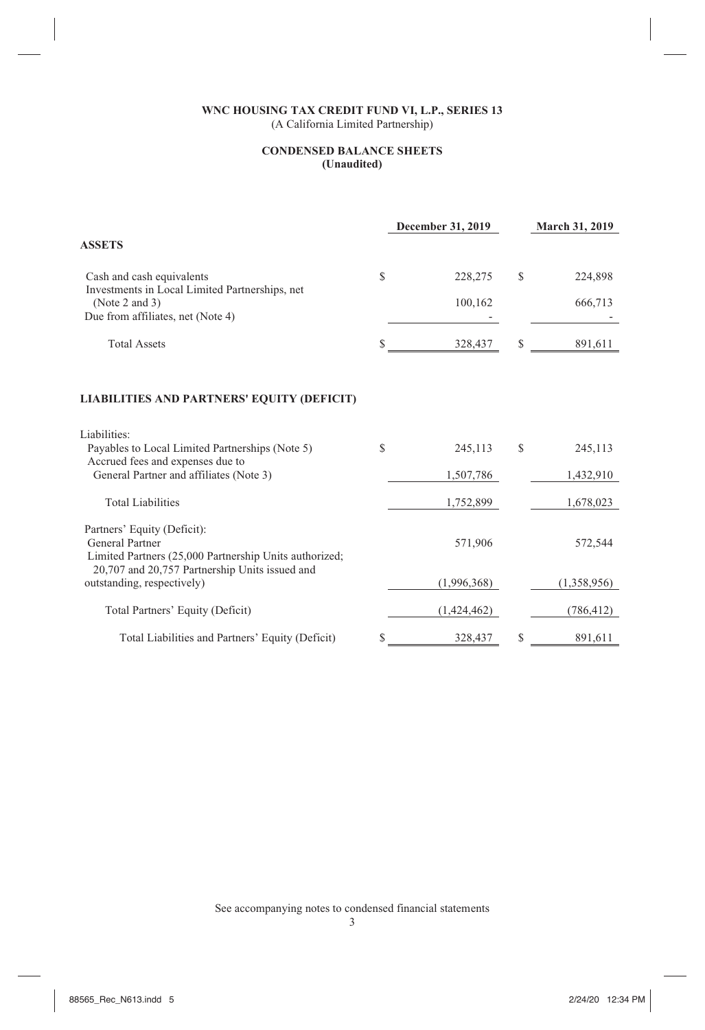**WNC HOUSING TAX CREDIT FUND VI, L.P., SERIES 13**
(A California Limited Partnership)

**CONDENSED BALANCE SHEETS**
**(Unaudited)**

| | December 31, 2019 | March 31, 2019 |
|---|---|---|
| **ASSETS** | | |
| Cash and cash equivalents | $ 228,275 | $ 224,898 |
| Investments in Local Limited Partnerships, net (Note 2 and 3) | 100,162 | 666,713 |
| Due from affiliates, net (Note 4) | - | - |
| Total Assets | $ 328,437 | $ 891,611 |
| **LIABILITIES AND PARTNERS' EQUITY (DEFICIT)** | | |
| Liabilities: | | |
| Payables to Local Limited Partnerships (Note 5) | $ 245,113 | $ 245,113 |
| Accrued fees and expenses due to General Partner and affiliates (Note 3) | 1,507,786 | 1,432,910 |
| Total Liabilities | 1,752,899 | 1,678,023 |
| Partners' Equity (Deficit): | | |
| General Partner | 571,906 | 572,544 |
| Limited Partners (25,000 Partnership Units authorized; 20,707 and 20,757 Partnership Units issued and outstanding, respectively) | (1,996,368) | (1,358,956) |
| Total Partners' Equity (Deficit) | (1,424,462) | (786,412) |
| Total Liabilities and Partners' Equity (Deficit) | $ 328,437 | $ 891,611 |

See accompanying notes to condensed financial statements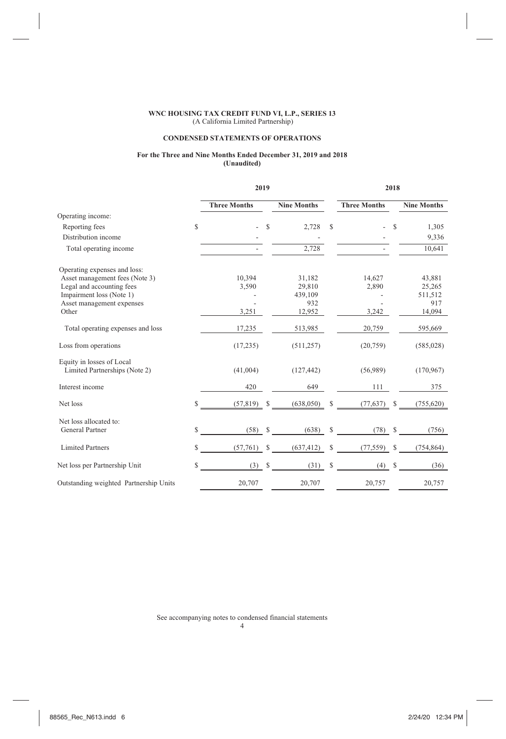**WNC HOUSING TAX CREDIT FUND VI, L.P., SERIES 13**
(A California Limited Partnership)

**CONDENSED STATEMENTS OF OPERATIONS**

**For the Three and Nine Months Ended December 31, 2019 and 2018**
**(Unaudited)**

| | 2019 | | 2018 | |
|---|---|---|---|---|
| | **Three Months** | **Nine Months** | **Three Months** | **Nine Months** |
| Operating income: | | | | |
| Reporting fees | $ - | $ 2,728 | $ - | $ 1,305 |
| Distribution income | - | - | - | 9,336 |
| Total operating income | - | 2,728 | - | 10,641 |
| Operating expenses and loss: | | | | |
| Asset management fees (Note 3) | 10,394 | 31,182 | 14,627 | 43,881 |
| Legal and accounting fees | 3,590 | 29,810 | 2,890 | 25,265 |
| Impairment loss (Note 1) | - | 439,109 | - | 511,512 |
| Asset management expenses | - | 932 | - | 917 |
| Other | 3,251 | 12,952 | 3,242 | 14,094 |
| Total operating expenses and loss | 17,235 | 513,985 | 20,759 | 595,669 |
| Loss from operations | (17,235) | (511,257) | (20,759) | (585,028) |
| Equity in losses of Local Limited Partnerships (Note 2) | (41,004) | (127,442) | (56,989) | (170,967) |
| Interest income | 420 | 649 | 111 | 375 |
| Net loss | $ (57,819) | $ (638,050) | $ (77,637) | $ (755,620) |
| Net loss allocated to: | | | | |
| General Partner | $ (58) | $ (638) | $ (78) | $ (756) |
| Limited Partners | $ (57,761) | $ (637,412) | $ (77,559) | $ (754,864) |
| Net loss per Partnership Unit | $ (3) | $ (31) | $ (4) | $ (36) |
| Outstanding weighted Partnership Units | 20,707 | 20,707 | 20,757 | 20,757 |

See accompanying notes to condensed financial statements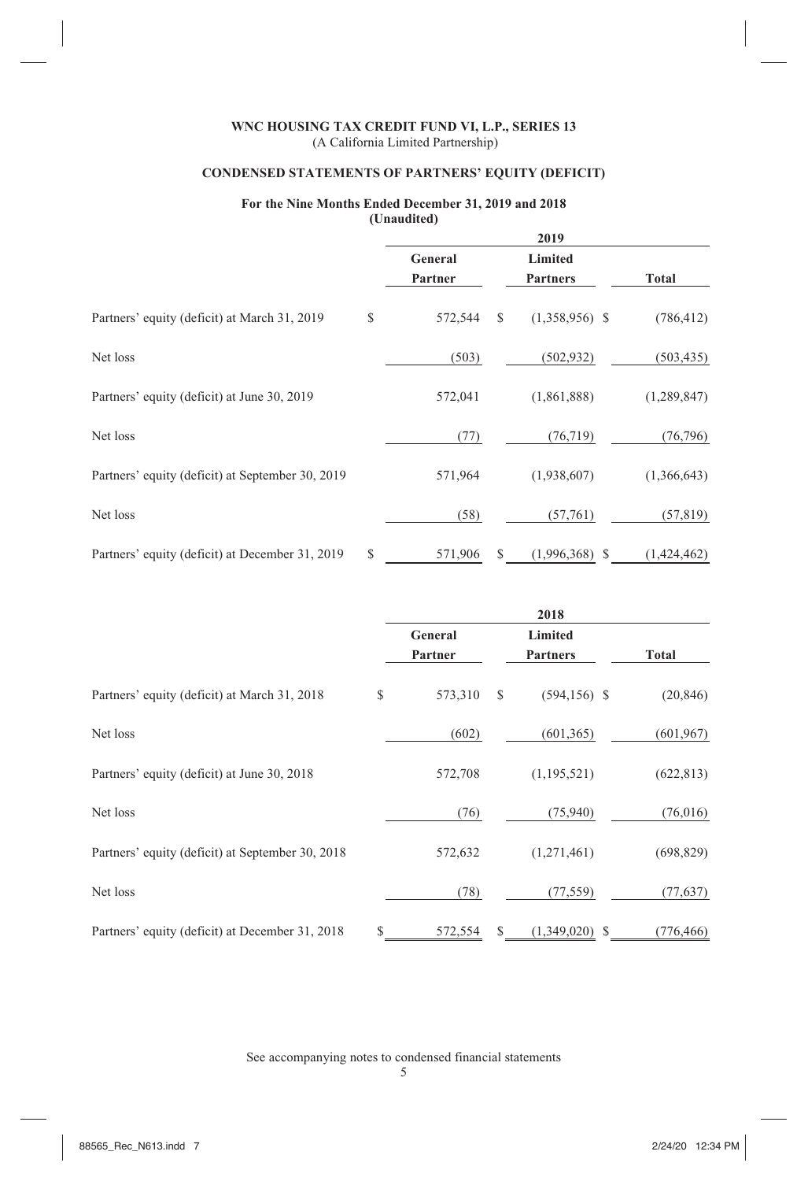**WNC HOUSING TAX CREDIT FUND VI, L.P., SERIES 13**
(A California Limited Partnership)

**CONDENSED STATEMENTS OF PARTNERS' EQUITY (DEFICIT)**

**For the Nine Months Ended December 31, 2019 and 2018**
**(Unaudited)**

| | 2019 | | |
|---|---|---|---|
| | General Partner | Limited Partners | Total |
| Partners' equity (deficit) at March 31, 2019 | $ 572,544 | $ (1,358,956) | $ (786,412) |
| Net loss | (503) | (502,932) | (503,435) |
| Partners' equity (deficit) at June 30, 2019 | 572,041 | (1,861,888) | (1,289,847) |
| Net loss | (77) | (76,719) | (76,796) |
| Partners' equity (deficit) at September 30, 2019 | 571,964 | (1,938,607) | (1,366,643) |
| Net loss | (58) | (57,761) | (57,819) |
| Partners' equity (deficit) at December 31, 2019 | $ 571,906 | $ (1,996,368) | $ (1,424,462) |

| | 2018 | | |
|---|---|---|---|
| | General Partner | Limited Partners | Total |
| Partners' equity (deficit) at March 31, 2018 | $ 573,310 | $ (594,156) | $ (20,846) |
| Net loss | (602) | (601,365) | (601,967) |
| Partners' equity (deficit) at June 30, 2018 | 572,708 | (1,195,521) | (622,813) |
| Net loss | (76) | (75,940) | (76,016) |
| Partners' equity (deficit) at September 30, 2018 | 572,632 | (1,271,461) | (698,829) |
| Net loss | (78) | (77,559) | (77,637) |
| Partners' equity (deficit) at December 31, 2018 | $ 572,554 | $ (1,349,020) | $ (776,466) |

See accompanying notes to condensed financial statements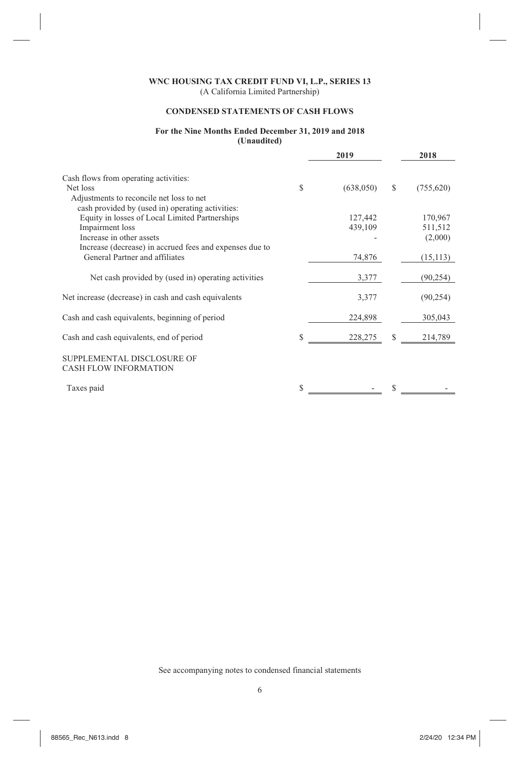**WNC HOUSING TAX CREDIT FUND VI, L.P., SERIES 13**
(A California Limited Partnership)

**CONDENSED STATEMENTS OF CASH FLOWS**

**For the Nine Months Ended December 31, 2019 and 2018**
**(Unaudited)**

| | 2019 | 2018 |
|---|---|---|
| Cash flows from operating activities: | | |
| Net loss | $ (638,050) | $ (755,620) |
| Adjustments to reconcile net loss to net cash provided by (used in) operating activities: | | |
| Equity in losses of Local Limited Partnerships | 127,442 | 170,967 |
| Impairment loss | 439,109 | 511,512 |
| Increase in other assets | - | (2,000) |
| Increase (decrease) in accrued fees and expenses due to General Partner and affiliates | 74,876 | (15,113) |
| Net cash provided by (used in) operating activities | 3,377 | (90,254) |
| Net increase (decrease) in cash and cash equivalents | 3,377 | (90,254) |
| Cash and cash equivalents, beginning of period | 224,898 | 305,043 |
| Cash and cash equivalents, end of period | $ 228,275 | $ 214,789 |
| SUPPLEMENTAL DISCLOSURE OF CASH FLOW INFORMATION | | |
| Taxes paid | $ - | $ - |

See accompanying notes to condensed financial statements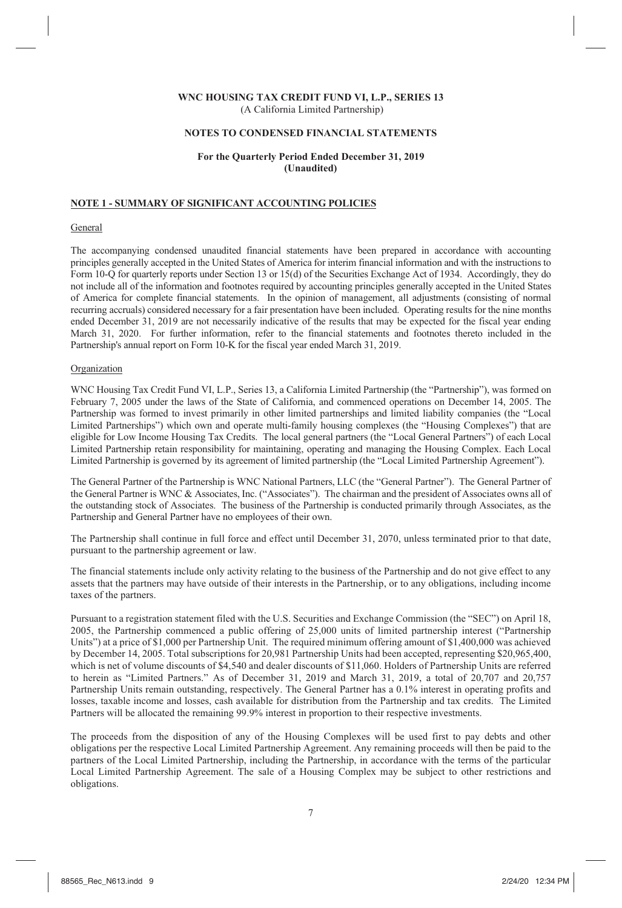**WNC HOUSING TAX CREDIT FUND VI, L.P., SERIES 13**
(A California Limited Partnership)

**NOTES TO CONDENSED FINANCIAL STATEMENTS**

**For the Quarterly Period Ended December 31, 2019**
**(Unaudited)**

## NOTE 1 - SUMMARY OF SIGNIFICANT ACCOUNTING POLICIES

### General

The accompanying condensed unaudited financial statements have been prepared in accordance with accounting principles generally accepted in the United States of America for interim financial information and with the instructions to Form 10-Q for quarterly reports under Section 13 or 15(d) of the Securities Exchange Act of 1934. Accordingly, they do not include all of the information and footnotes required by accounting principles generally accepted in the United States of America for complete financial statements. In the opinion of management, all adjustments (consisting of normal recurring accruals) considered necessary for a fair presentation have been included. Operating results for the nine months ended December 31, 2019 are not necessarily indicative of the results that may be expected for the fiscal year ending March 31, 2020. For further information, refer to the financial statements and footnotes thereto included in the Partnership's annual report on Form 10-K for the fiscal year ended March 31, 2019.

### Organization

WNC Housing Tax Credit Fund VI, L.P., Series 13, a California Limited Partnership (the "Partnership"), was formed on February 7, 2005 under the laws of the State of California, and commenced operations on December 14, 2005. The Partnership was formed to invest primarily in other limited partnerships and limited liability companies (the "Local Limited Partnerships") which own and operate multi-family housing complexes (the "Housing Complexes") that are eligible for Low Income Housing Tax Credits. The local general partners (the "Local General Partners") of each Local Limited Partnership retain responsibility for maintaining, operating and managing the Housing Complex. Each Local Limited Partnership is governed by its agreement of limited partnership (the "Local Limited Partnership Agreement").

The General Partner of the Partnership is WNC National Partners, LLC (the "General Partner"). The General Partner of the General Partner is WNC & Associates, Inc. ("Associates"). The chairman and the president of Associates owns all of the outstanding stock of Associates. The business of the Partnership is conducted primarily through Associates, as the Partnership and General Partner have no employees of their own.

The Partnership shall continue in full force and effect until December 31, 2070, unless terminated prior to that date, pursuant to the partnership agreement or law.

The financial statements include only activity relating to the business of the Partnership and do not give effect to any assets that the partners may have outside of their interests in the Partnership, or to any obligations, including income taxes of the partners.

Pursuant to a registration statement filed with the U.S. Securities and Exchange Commission (the "SEC") on April 18, 2005, the Partnership commenced a public offering of 25,000 units of limited partnership interest ("Partnership Units") at a price of $1,000 per Partnership Unit. The required minimum offering amount of $1,400,000 was achieved by December 14, 2005. Total subscriptions for 20,981 Partnership Units had been accepted, representing $20,965,400, which is net of volume discounts of $4,540 and dealer discounts of $11,060. Holders of Partnership Units are referred to herein as "Limited Partners." As of December 31, 2019 and March 31, 2019, a total of 20,707 and 20,757 Partnership Units remain outstanding, respectively. The General Partner has a 0.1% interest in operating profits and losses, taxable income and losses, cash available for distribution from the Partnership and tax credits. The Limited Partners will be allocated the remaining 99.9% interest in proportion to their respective investments.

The proceeds from the disposition of any of the Housing Complexes will be used first to pay debts and other obligations per the respective Local Limited Partnership Agreement. Any remaining proceeds will then be paid to the partners of the Local Limited Partnership, including the Partnership, in accordance with the terms of the particular Local Limited Partnership Agreement. The sale of a Housing Complex may be subject to other restrictions and obligations.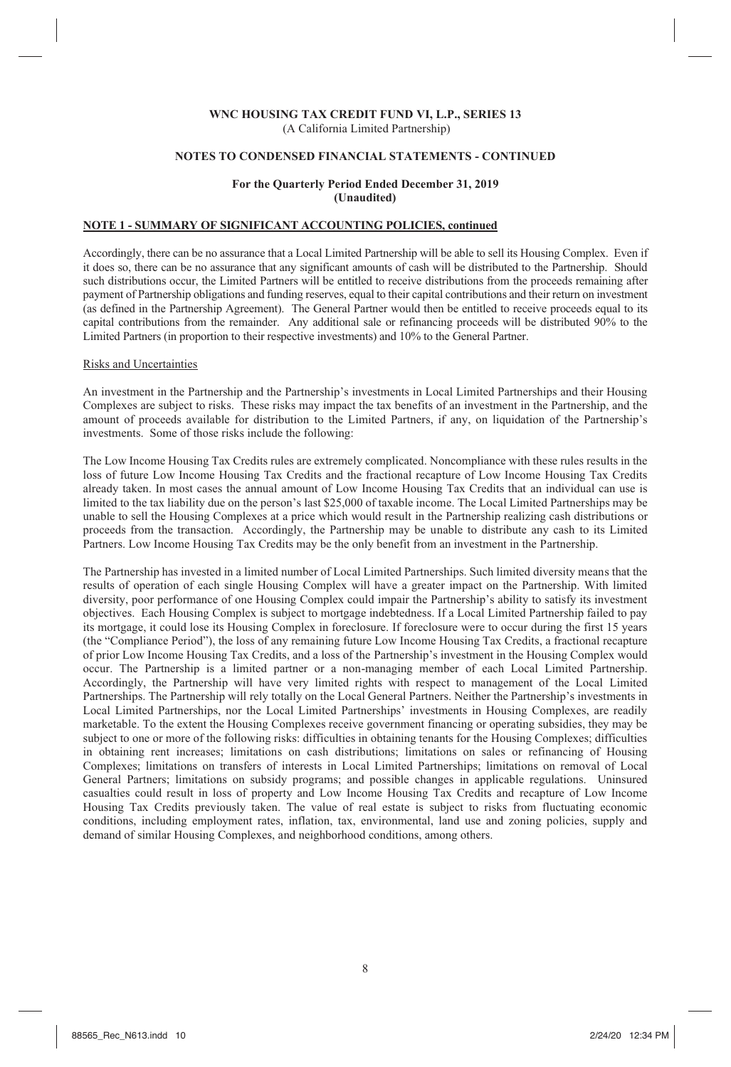**WNC HOUSING TAX CREDIT FUND VI, L.P., SERIES 13**
(A California Limited Partnership)

**NOTES TO CONDENSED FINANCIAL STATEMENTS - CONTINUED**

**For the Quarterly Period Ended December 31, 2019**
**(Unaudited)**

**NOTE 1 - SUMMARY OF SIGNIFICANT ACCOUNTING POLICIES, continued**

Accordingly, there can be no assurance that a Local Limited Partnership will be able to sell its Housing Complex. Even if it does so, there can be no assurance that any significant amounts of cash will be distributed to the Partnership. Should such distributions occur, the Limited Partners will be entitled to receive distributions from the proceeds remaining after payment of Partnership obligations and funding reserves, equal to their capital contributions and their return on investment (as defined in the Partnership Agreement). The General Partner would then be entitled to receive proceeds equal to its capital contributions from the remainder. Any additional sale or refinancing proceeds will be distributed 90% to the Limited Partners (in proportion to their respective investments) and 10% to the General Partner.

Risks and Uncertainties

An investment in the Partnership and the Partnership's investments in Local Limited Partnerships and their Housing Complexes are subject to risks. These risks may impact the tax benefits of an investment in the Partnership, and the amount of proceeds available for distribution to the Limited Partners, if any, on liquidation of the Partnership's investments. Some of those risks include the following:

The Low Income Housing Tax Credits rules are extremely complicated. Noncompliance with these rules results in the loss of future Low Income Housing Tax Credits and the fractional recapture of Low Income Housing Tax Credits already taken. In most cases the annual amount of Low Income Housing Tax Credits that an individual can use is limited to the tax liability due on the person's last $25,000 of taxable income. The Local Limited Partnerships may be unable to sell the Housing Complexes at a price which would result in the Partnership realizing cash distributions or proceeds from the transaction. Accordingly, the Partnership may be unable to distribute any cash to its Limited Partners. Low Income Housing Tax Credits may be the only benefit from an investment in the Partnership.

The Partnership has invested in a limited number of Local Limited Partnerships. Such limited diversity means that the results of operation of each single Housing Complex will have a greater impact on the Partnership. With limited diversity, poor performance of one Housing Complex could impair the Partnership's ability to satisfy its investment objectives. Each Housing Complex is subject to mortgage indebtedness. If a Local Limited Partnership failed to pay its mortgage, it could lose its Housing Complex in foreclosure. If foreclosure were to occur during the first 15 years (the "Compliance Period"), the loss of any remaining future Low Income Housing Tax Credits, a fractional recapture of prior Low Income Housing Tax Credits, and a loss of the Partnership's investment in the Housing Complex would occur. The Partnership is a limited partner or a non-managing member of each Local Limited Partnership. Accordingly, the Partnership will have very limited rights with respect to management of the Local Limited Partnerships. The Partnership will rely totally on the Local General Partners. Neither the Partnership's investments in Local Limited Partnerships, nor the Local Limited Partnerships' investments in Housing Complexes, are readily marketable. To the extent the Housing Complexes receive government financing or operating subsidies, they may be subject to one or more of the following risks: difficulties in obtaining tenants for the Housing Complexes; difficulties in obtaining rent increases; limitations on cash distributions; limitations on sales or refinancing of Housing Complexes; limitations on transfers of interests in Local Limited Partnerships; limitations on removal of Local General Partners; limitations on subsidy programs; and possible changes in applicable regulations. Uninsured casualties could result in loss of property and Low Income Housing Tax Credits and recapture of Low Income Housing Tax Credits previously taken. The value of real estate is subject to risks from fluctuating economic conditions, including employment rates, inflation, tax, environmental, land use and zoning policies, supply and demand of similar Housing Complexes, and neighborhood conditions, among others.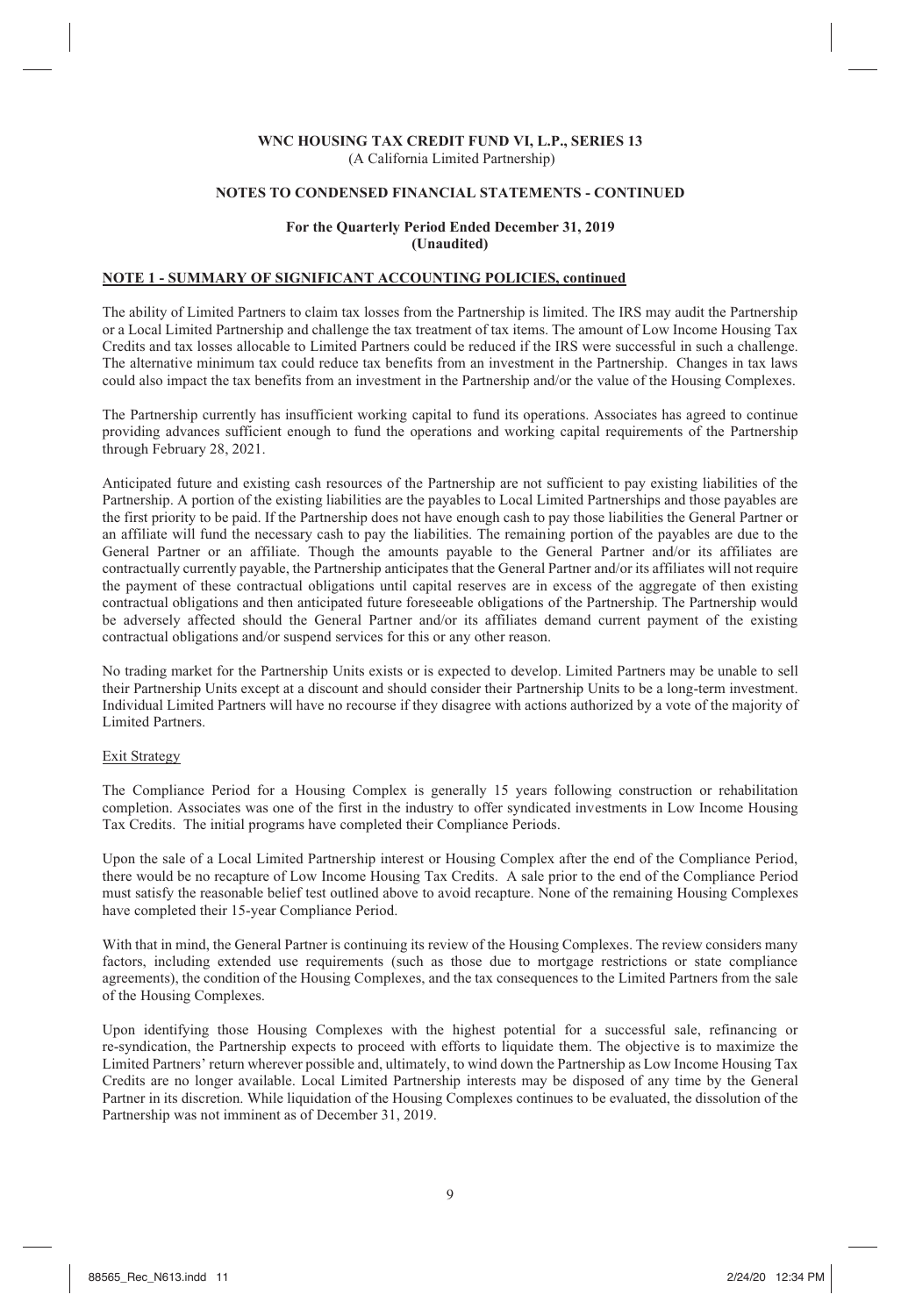**WNC HOUSING TAX CREDIT FUND VI, L.P., SERIES 13**
(A California Limited Partnership)

**NOTES TO CONDENSED FINANCIAL STATEMENTS - CONTINUED**

**For the Quarterly Period Ended December 31, 2019**
**(Unaudited)**

**NOTE 1 - SUMMARY OF SIGNIFICANT ACCOUNTING POLICIES, continued**

The ability of Limited Partners to claim tax losses from the Partnership is limited. The IRS may audit the Partnership or a Local Limited Partnership and challenge the tax treatment of tax items. The amount of Low Income Housing Tax Credits and tax losses allocable to Limited Partners could be reduced if the IRS were successful in such a challenge. The alternative minimum tax could reduce tax benefits from an investment in the Partnership. Changes in tax laws could also impact the tax benefits from an investment in the Partnership and/or the value of the Housing Complexes.

The Partnership currently has insufficient working capital to fund its operations. Associates has agreed to continue providing advances sufficient enough to fund the operations and working capital requirements of the Partnership through February 28, 2021.

Anticipated future and existing cash resources of the Partnership are not sufficient to pay existing liabilities of the Partnership. A portion of the existing liabilities are the payables to Local Limited Partnerships and those payables are the first priority to be paid. If the Partnership does not have enough cash to pay those liabilities the General Partner or an affiliate will fund the necessary cash to pay the liabilities. The remaining portion of the payables are due to the General Partner or an affiliate. Though the amounts payable to the General Partner and/or its affiliates are contractually currently payable, the Partnership anticipates that the General Partner and/or its affiliates will not require the payment of these contractual obligations until capital reserves are in excess of the aggregate of then existing contractual obligations and then anticipated future foreseeable obligations of the Partnership. The Partnership would be adversely affected should the General Partner and/or its affiliates demand current payment of the existing contractual obligations and/or suspend services for this or any other reason.

No trading market for the Partnership Units exists or is expected to develop. Limited Partners may be unable to sell their Partnership Units except at a discount and should consider their Partnership Units to be a long-term investment. Individual Limited Partners will have no recourse if they disagree with actions authorized by a vote of the majority of Limited Partners.

Exit Strategy

The Compliance Period for a Housing Complex is generally 15 years following construction or rehabilitation completion. Associates was one of the first in the industry to offer syndicated investments in Low Income Housing Tax Credits. The initial programs have completed their Compliance Periods.

Upon the sale of a Local Limited Partnership interest or Housing Complex after the end of the Compliance Period, there would be no recapture of Low Income Housing Tax Credits. A sale prior to the end of the Compliance Period must satisfy the reasonable belief test outlined above to avoid recapture. None of the remaining Housing Complexes have completed their 15-year Compliance Period.

With that in mind, the General Partner is continuing its review of the Housing Complexes. The review considers many factors, including extended use requirements (such as those due to mortgage restrictions or state compliance agreements), the condition of the Housing Complexes, and the tax consequences to the Limited Partners from the sale of the Housing Complexes.

Upon identifying those Housing Complexes with the highest potential for a successful sale, refinancing or re-syndication, the Partnership expects to proceed with efforts to liquidate them. The objective is to maximize the Limited Partners' return wherever possible and, ultimately, to wind down the Partnership as Low Income Housing Tax Credits are no longer available. Local Limited Partnership interests may be disposed of any time by the General Partner in its discretion. While liquidation of the Housing Complexes continues to be evaluated, the dissolution of the Partnership was not imminent as of December 31, 2019.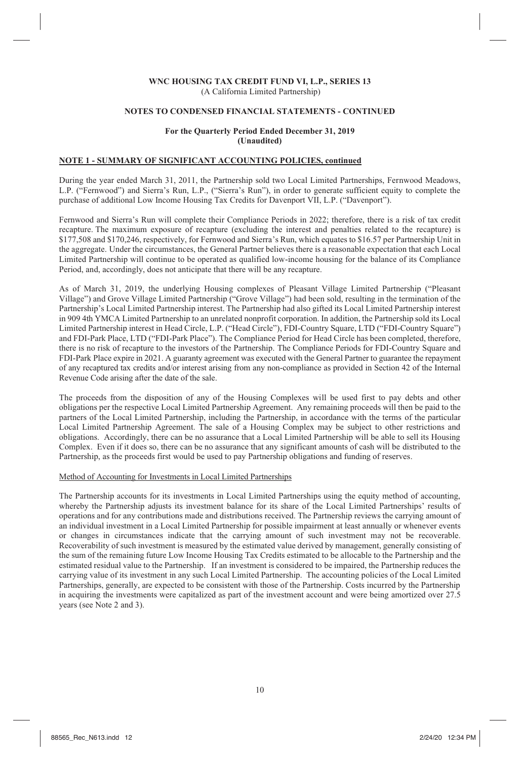**WNC HOUSING TAX CREDIT FUND VI, L.P., SERIES 13**
(A California Limited Partnership)

**NOTES TO CONDENSED FINANCIAL STATEMENTS - CONTINUED**

**For the Quarterly Period Ended December 31, 2019**
**(Unaudited)**

**NOTE 1 - SUMMARY OF SIGNIFICANT ACCOUNTING POLICIES, continued**

During the year ended March 31, 2011, the Partnership sold two Local Limited Partnerships, Fernwood Meadows, L.P. ("Fernwood") and Sierra's Run, L.P., ("Sierra's Run"), in order to generate sufficient equity to complete the purchase of additional Low Income Housing Tax Credits for Davenport VII, L.P. ("Davenport").

Fernwood and Sierra's Run will complete their Compliance Periods in 2022; therefore, there is a risk of tax credit recapture. The maximum exposure of recapture (excluding the interest and penalties related to the recapture) is $177,508 and $170,246, respectively, for Fernwood and Sierra's Run, which equates to $16.57 per Partnership Unit in the aggregate. Under the circumstances, the General Partner believes there is a reasonable expectation that each Local Limited Partnership will continue to be operated as qualified low-income housing for the balance of its Compliance Period, and, accordingly, does not anticipate that there will be any recapture.

As of March 31, 2019, the underlying Housing complexes of Pleasant Village Limited Partnership ("Pleasant Village") and Grove Village Limited Partnership ("Grove Village") had been sold, resulting in the termination of the Partnership's Local Limited Partnership interest. The Partnership had also gifted its Local Limited Partnership interest in 909 4th YMCA Limited Partnership to an unrelated nonprofit corporation. In addition, the Partnership sold its Local Limited Partnership interest in Head Circle, L.P. ("Head Circle"), FDI-Country Square, LTD ("FDI-Country Square") and FDI-Park Place, LTD ("FDI-Park Place"). The Compliance Period for Head Circle has been completed, therefore, there is no risk of recapture to the investors of the Partnership. The Compliance Periods for FDI-Country Square and FDI-Park Place expire in 2021. A guaranty agreement was executed with the General Partner to guarantee the repayment of any recaptured tax credits and/or interest arising from any non-compliance as provided in Section 42 of the Internal Revenue Code arising after the date of the sale.

The proceeds from the disposition of any of the Housing Complexes will be used first to pay debts and other obligations per the respective Local Limited Partnership Agreement. Any remaining proceeds will then be paid to the partners of the Local Limited Partnership, including the Partnership, in accordance with the terms of the particular Local Limited Partnership Agreement. The sale of a Housing Complex may be subject to other restrictions and obligations. Accordingly, there can be no assurance that a Local Limited Partnership will be able to sell its Housing Complex. Even if it does so, there can be no assurance that any significant amounts of cash will be distributed to the Partnership, as the proceeds first would be used to pay Partnership obligations and funding of reserves.

Method of Accounting for Investments in Local Limited Partnerships

The Partnership accounts for its investments in Local Limited Partnerships using the equity method of accounting, whereby the Partnership adjusts its investment balance for its share of the Local Limited Partnerships' results of operations and for any contributions made and distributions received. The Partnership reviews the carrying amount of an individual investment in a Local Limited Partnership for possible impairment at least annually or whenever events or changes in circumstances indicate that the carrying amount of such investment may not be recoverable. Recoverability of such investment is measured by the estimated value derived by management, generally consisting of the sum of the remaining future Low Income Housing Tax Credits estimated to be allocable to the Partnership and the estimated residual value to the Partnership. If an investment is considered to be impaired, the Partnership reduces the carrying value of its investment in any such Local Limited Partnership. The accounting policies of the Local Limited Partnerships, generally, are expected to be consistent with those of the Partnership. Costs incurred by the Partnership in acquiring the investments were capitalized as part of the investment account and were being amortized over 27.5 years (see Note 2 and 3).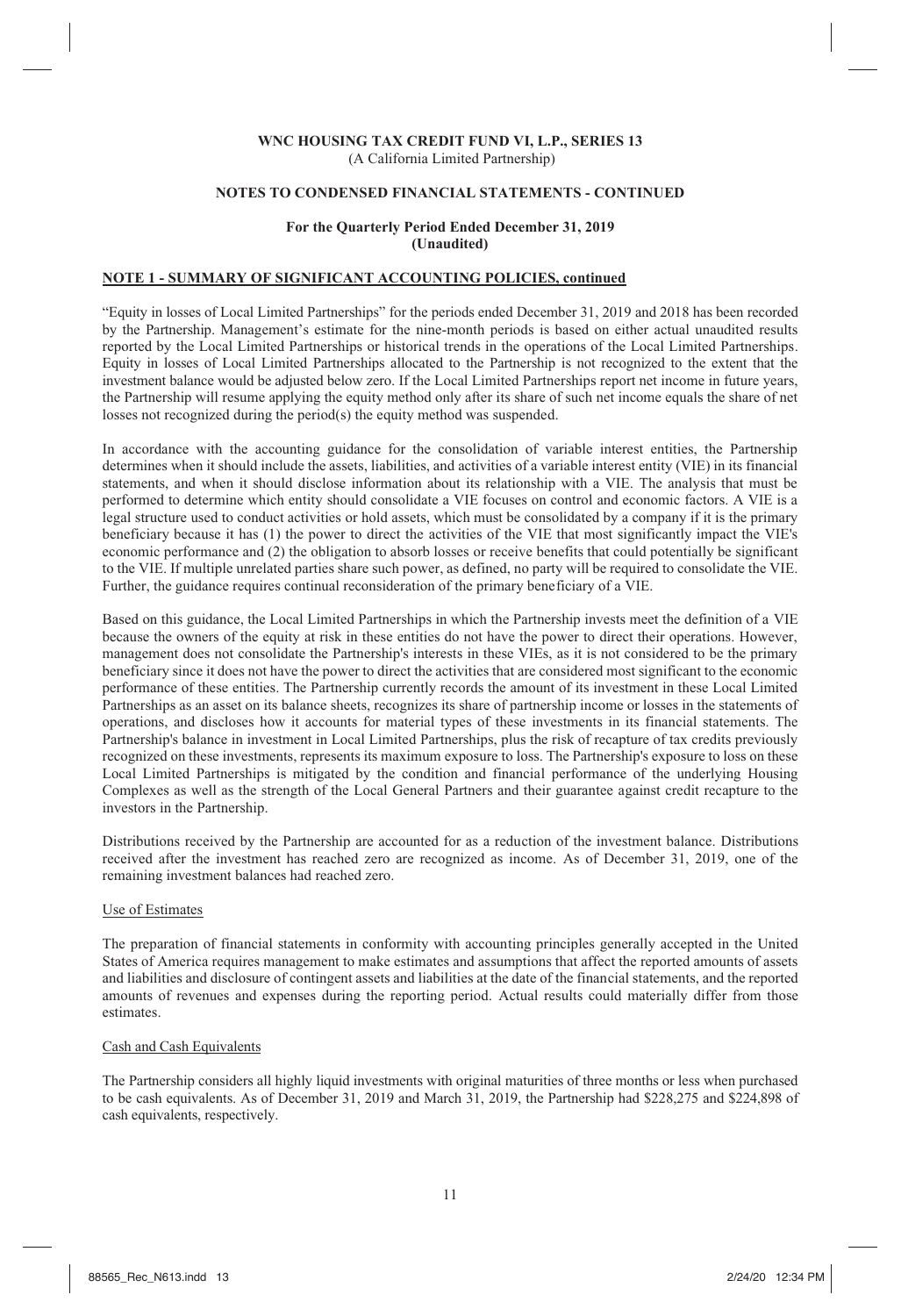**WNC HOUSING TAX CREDIT FUND VI, L.P., SERIES 13**
(A California Limited Partnership)

**NOTES TO CONDENSED FINANCIAL STATEMENTS - CONTINUED**

**For the Quarterly Period Ended December 31, 2019**
**(Unaudited)**

**NOTE 1 - SUMMARY OF SIGNIFICANT ACCOUNTING POLICIES, continued**

"Equity in losses of Local Limited Partnerships" for the periods ended December 31, 2019 and 2018 has been recorded by the Partnership. Management's estimate for the nine-month periods is based on either actual unaudited results reported by the Local Limited Partnerships or historical trends in the operations of the Local Limited Partnerships. Equity in losses of Local Limited Partnerships allocated to the Partnership is not recognized to the extent that the investment balance would be adjusted below zero. If the Local Limited Partnerships report net income in future years, the Partnership will resume applying the equity method only after its share of such net income equals the share of net losses not recognized during the period(s) the equity method was suspended.

In accordance with the accounting guidance for the consolidation of variable interest entities, the Partnership determines when it should include the assets, liabilities, and activities of a variable interest entity (VIE) in its financial statements, and when it should disclose information about its relationship with a VIE. The analysis that must be performed to determine which entity should consolidate a VIE focuses on control and economic factors. A VIE is a legal structure used to conduct activities or hold assets, which must be consolidated by a company if it is the primary beneficiary because it has (1) the power to direct the activities of the VIE that most significantly impact the VIE's economic performance and (2) the obligation to absorb losses or receive benefits that could potentially be significant to the VIE. If multiple unrelated parties share such power, as defined, no party will be required to consolidate the VIE. Further, the guidance requires continual reconsideration of the primary beneficiary of a VIE.

Based on this guidance, the Local Limited Partnerships in which the Partnership invests meet the definition of a VIE because the owners of the equity at risk in these entities do not have the power to direct their operations. However, management does not consolidate the Partnership's interests in these VIEs, as it is not considered to be the primary beneficiary since it does not have the power to direct the activities that are considered most significant to the economic performance of these entities. The Partnership currently records the amount of its investment in these Local Limited Partnerships as an asset on its balance sheets, recognizes its share of partnership income or losses in the statements of operations, and discloses how it accounts for material types of these investments in its financial statements. The Partnership's balance in investment in Local Limited Partnerships, plus the risk of recapture of tax credits previously recognized on these investments, represents its maximum exposure to loss. The Partnership's exposure to loss on these Local Limited Partnerships is mitigated by the condition and financial performance of the underlying Housing Complexes as well as the strength of the Local General Partners and their guarantee against credit recapture to the investors in the Partnership.

Distributions received by the Partnership are accounted for as a reduction of the investment balance. Distributions received after the investment has reached zero are recognized as income. As of December 31, 2019, one of the remaining investment balances had reached zero.

Use of Estimates

The preparation of financial statements in conformity with accounting principles generally accepted in the United States of America requires management to make estimates and assumptions that affect the reported amounts of assets and liabilities and disclosure of contingent assets and liabilities at the date of the financial statements, and the reported amounts of revenues and expenses during the reporting period. Actual results could materially differ from those estimates.

Cash and Cash Equivalents

The Partnership considers all highly liquid investments with original maturities of three months or less when purchased to be cash equivalents. As of December 31, 2019 and March 31, 2019, the Partnership had $228,275 and $224,898 of cash equivalents, respectively.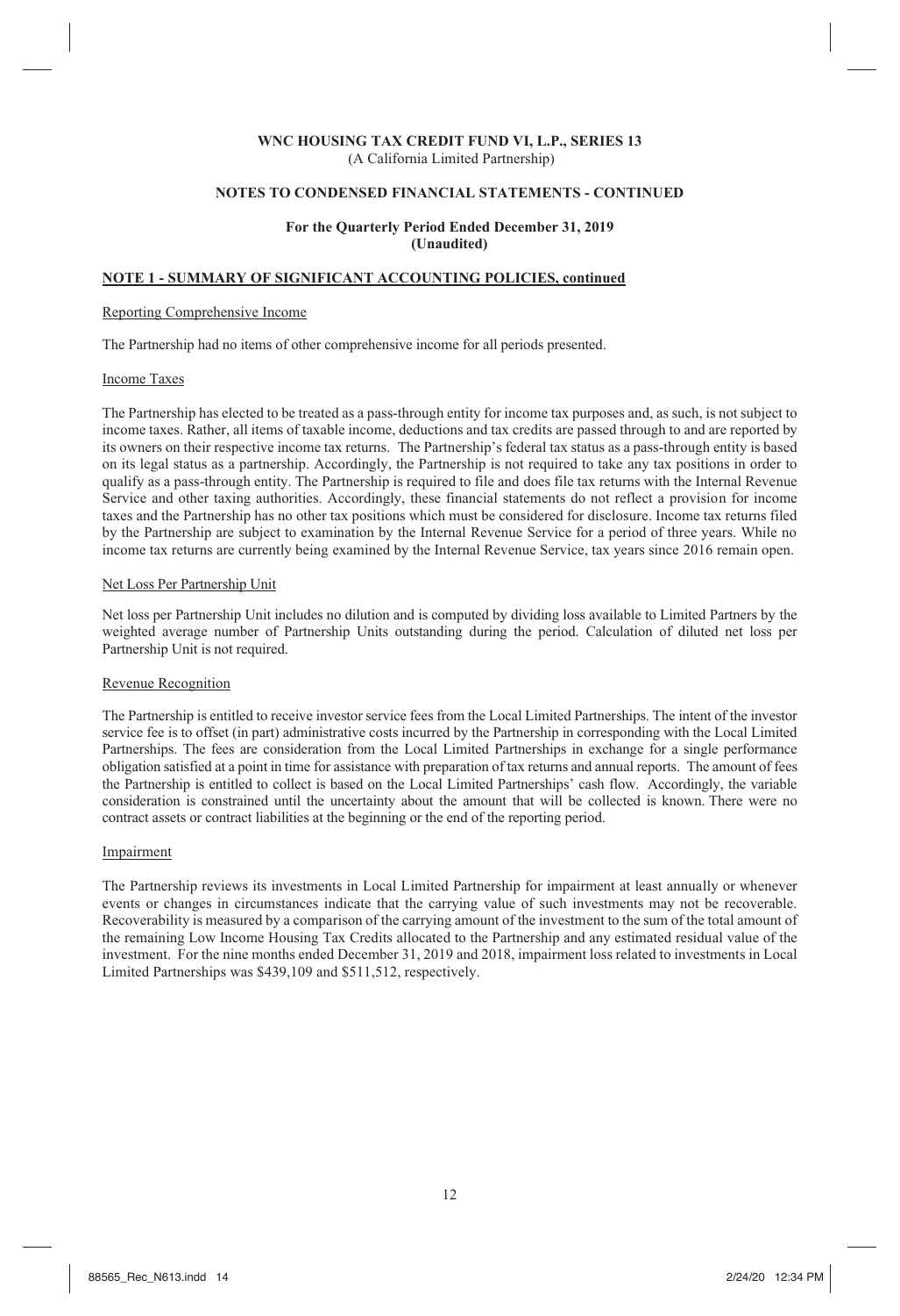**WNC HOUSING TAX CREDIT FUND VI, L.P., SERIES 13**
(A California Limited Partnership)

**NOTES TO CONDENSED FINANCIAL STATEMENTS - CONTINUED**

**For the Quarterly Period Ended December 31, 2019**
**(Unaudited)**

**NOTE 1 - SUMMARY OF SIGNIFICANT ACCOUNTING POLICIES, continued**

Reporting Comprehensive Income

The Partnership had no items of other comprehensive income for all periods presented.

Income Taxes

The Partnership has elected to be treated as a pass-through entity for income tax purposes and, as such, is not subject to income taxes. Rather, all items of taxable income, deductions and tax credits are passed through to and are reported by its owners on their respective income tax returns. The Partnership's federal tax status as a pass-through entity is based on its legal status as a partnership. Accordingly, the Partnership is not required to take any tax positions in order to qualify as a pass-through entity. The Partnership is required to file and does file tax returns with the Internal Revenue Service and other taxing authorities. Accordingly, these financial statements do not reflect a provision for income taxes and the Partnership has no other tax positions which must be considered for disclosure. Income tax returns filed by the Partnership are subject to examination by the Internal Revenue Service for a period of three years. While no income tax returns are currently being examined by the Internal Revenue Service, tax years since 2016 remain open.

Net Loss Per Partnership Unit

Net loss per Partnership Unit includes no dilution and is computed by dividing loss available to Limited Partners by the weighted average number of Partnership Units outstanding during the period. Calculation of diluted net loss per Partnership Unit is not required.

Revenue Recognition

The Partnership is entitled to receive investor service fees from the Local Limited Partnerships. The intent of the investor service fee is to offset (in part) administrative costs incurred by the Partnership in corresponding with the Local Limited Partnerships. The fees are consideration from the Local Limited Partnerships in exchange for a single performance obligation satisfied at a point in time for assistance with preparation of tax returns and annual reports. The amount of fees the Partnership is entitled to collect is based on the Local Limited Partnerships' cash flow. Accordingly, the variable consideration is constrained until the uncertainty about the amount that will be collected is known. There were no contract assets or contract liabilities at the beginning or the end of the reporting period.

Impairment

The Partnership reviews its investments in Local Limited Partnership for impairment at least annually or whenever events or changes in circumstances indicate that the carrying value of such investments may not be recoverable. Recoverability is measured by a comparison of the carrying amount of the investment to the sum of the total amount of the remaining Low Income Housing Tax Credits allocated to the Partnership and any estimated residual value of the investment. For the nine months ended December 31, 2019 and 2018, impairment loss related to investments in Local Limited Partnerships was $439,109 and $511,512, respectively.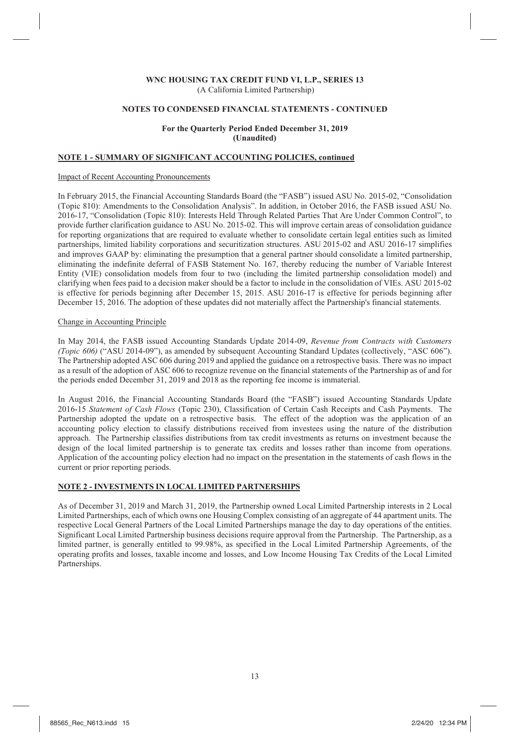**WNC HOUSING TAX CREDIT FUND VI, L.P., SERIES 13**
(A California Limited Partnership)

**NOTES TO CONDENSED FINANCIAL STATEMENTS - CONTINUED**

**For the Quarterly Period Ended December 31, 2019**
**(Unaudited)**

**NOTE 1 - SUMMARY OF SIGNIFICANT ACCOUNTING POLICIES, continued**

Impact of Recent Accounting Pronouncements

In February 2015, the Financial Accounting Standards Board (the "FASB") issued ASU No. 2015-02, "Consolidation (Topic 810): Amendments to the Consolidation Analysis". In addition, in October 2016, the FASB issued ASU No. 2016-17, "Consolidation (Topic 810): Interests Held Through Related Parties That Are Under Common Control", to provide further clarification guidance to ASU No. 2015-02. This will improve certain areas of consolidation guidance for reporting organizations that are required to evaluate whether to consolidate certain legal entities such as limited partnerships, limited liability corporations and securitization structures. ASU 2015-02 and ASU 2016-17 simplifies and improves GAAP by: eliminating the presumption that a general partner should consolidate a limited partnership, eliminating the indefinite deferral of FASB Statement No. 167, thereby reducing the number of Variable Interest Entity (VIE) consolidation models from four to two (including the limited partnership consolidation model) and clarifying when fees paid to a decision maker should be a factor to include in the consolidation of VIEs. ASU 2015-02 is effective for periods beginning after December 15, 2015. ASU 2016-17 is effective for periods beginning after December 15, 2016. The adoption of these updates did not materially affect the Partnership's financial statements.

Change in Accounting Principle

In May 2014, the FASB issued Accounting Standards Update 2014-09, *Revenue from Contracts with Customers (Topic 606)* ("ASU 2014-09"), as amended by subsequent Accounting Standard Updates (collectively, "ASC 606"). The Partnership adopted ASC 606 during 2019 and applied the guidance on a retrospective basis. There was no impact as a result of the adoption of ASC 606 to recognize revenue on the financial statements of the Partnership as of and for the periods ended December 31, 2019 and 2018 as the reporting fee income is immaterial.

In August 2016, the Financial Accounting Standards Board (the "FASB") issued Accounting Standards Update 2016-15 *Statement of Cash Flows* (Topic 230), Classification of Certain Cash Receipts and Cash Payments. The Partnership adopted the update on a retrospective basis. The effect of the adoption was the application of an accounting policy election to classify distributions received from investees using the nature of the distribution approach. The Partnership classifies distributions from tax credit investments as returns on investment because the design of the local limited partnership is to generate tax credits and losses rather than income from operations. Application of the accounting policy election had no impact on the presentation in the statements of cash flows in the current or prior reporting periods.

**NOTE 2 - INVESTMENTS IN LOCAL LIMITED PARTNERSHIPS**

As of December 31, 2019 and March 31, 2019, the Partnership owned Local Limited Partnership interests in 2 Local Limited Partnerships, each of which owns one Housing Complex consisting of an aggregate of 44 apartment units. The respective Local General Partners of the Local Limited Partnerships manage the day to day operations of the entities. Significant Local Limited Partnership business decisions require approval from the Partnership. The Partnership, as a limited partner, is generally entitled to 99.98%, as specified in the Local Limited Partnership Agreements, of the operating profits and losses, taxable income and losses, and Low Income Housing Tax Credits of the Local Limited Partnerships.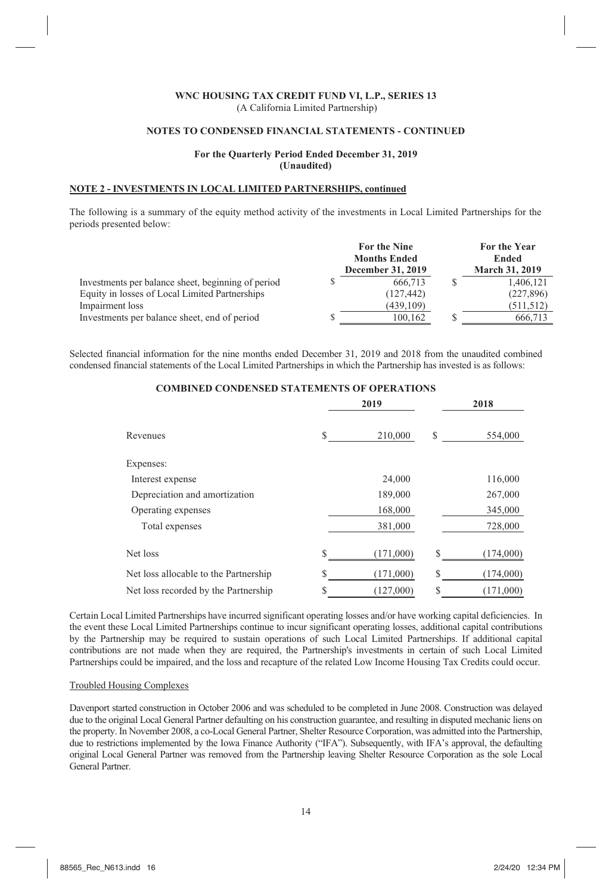**WNC HOUSING TAX CREDIT FUND VI, L.P., SERIES 13**
(A California Limited Partnership)

**NOTES TO CONDENSED FINANCIAL STATEMENTS - CONTINUED**

**For the Quarterly Period Ended December 31, 2019**
**(Unaudited)**

**NOTE 2 - INVESTMENTS IN LOCAL LIMITED PARTNERSHIPS, continued**

The following is a summary of the equity method activity of the investments in Local Limited Partnerships for the periods presented below:

| | For the Nine Months Ended December 31, 2019 | For the Year Ended March 31, 2019 |
|---|---|---|
| Investments per balance sheet, beginning of period | $ 666,713 | $ 1,406,121 |
| Equity in losses of Local Limited Partnerships | (127,442) | (227,896) |
| Impairment loss | (439,109) | (511,512) |
| Investments per balance sheet, end of period | $ 100,162 | $ 666,713 |

Selected financial information for the nine months ended December 31, 2019 and 2018 from the unaudited combined condensed financial statements of the Local Limited Partnerships in which the Partnership has invested is as follows:

**COMBINED CONDENSED STATEMENTS OF OPERATIONS**

| | 2019 | 2018 |
|---|---|---|
| Revenues | $ 210,000 | $ 554,000 |
| Expenses: | | |
| Interest expense | 24,000 | 116,000 |
| Depreciation and amortization | 189,000 | 267,000 |
| Operating expenses | 168,000 | 345,000 |
| Total expenses | 381,000 | 728,000 |
| Net loss | $ (171,000) | $ (174,000) |
| Net loss allocable to the Partnership | $ (171,000) | $ (174,000) |
| Net loss recorded by the Partnership | $ (127,000) | $ (171,000) |

Certain Local Limited Partnerships have incurred significant operating losses and/or have working capital deficiencies. In the event these Local Limited Partnerships continue to incur significant operating losses, additional capital contributions by the Partnership may be required to sustain operations of such Local Limited Partnerships. If additional capital contributions are not made when they are required, the Partnership's investments in certain of such Local Limited Partnerships could be impaired, and the loss and recapture of the related Low Income Housing Tax Credits could occur.

Troubled Housing Complexes

Davenport started construction in October 2006 and was scheduled to be completed in June 2008. Construction was delayed due to the original Local General Partner defaulting on his construction guarantee, and resulting in disputed mechanic liens on the property. In November 2008, a co-Local General Partner, Shelter Resource Corporation, was admitted into the Partnership, due to restrictions implemented by the Iowa Finance Authority ("IFA"). Subsequently, with IFA's approval, the defaulting original Local General Partner was removed from the Partnership leaving Shelter Resource Corporation as the sole Local General Partner.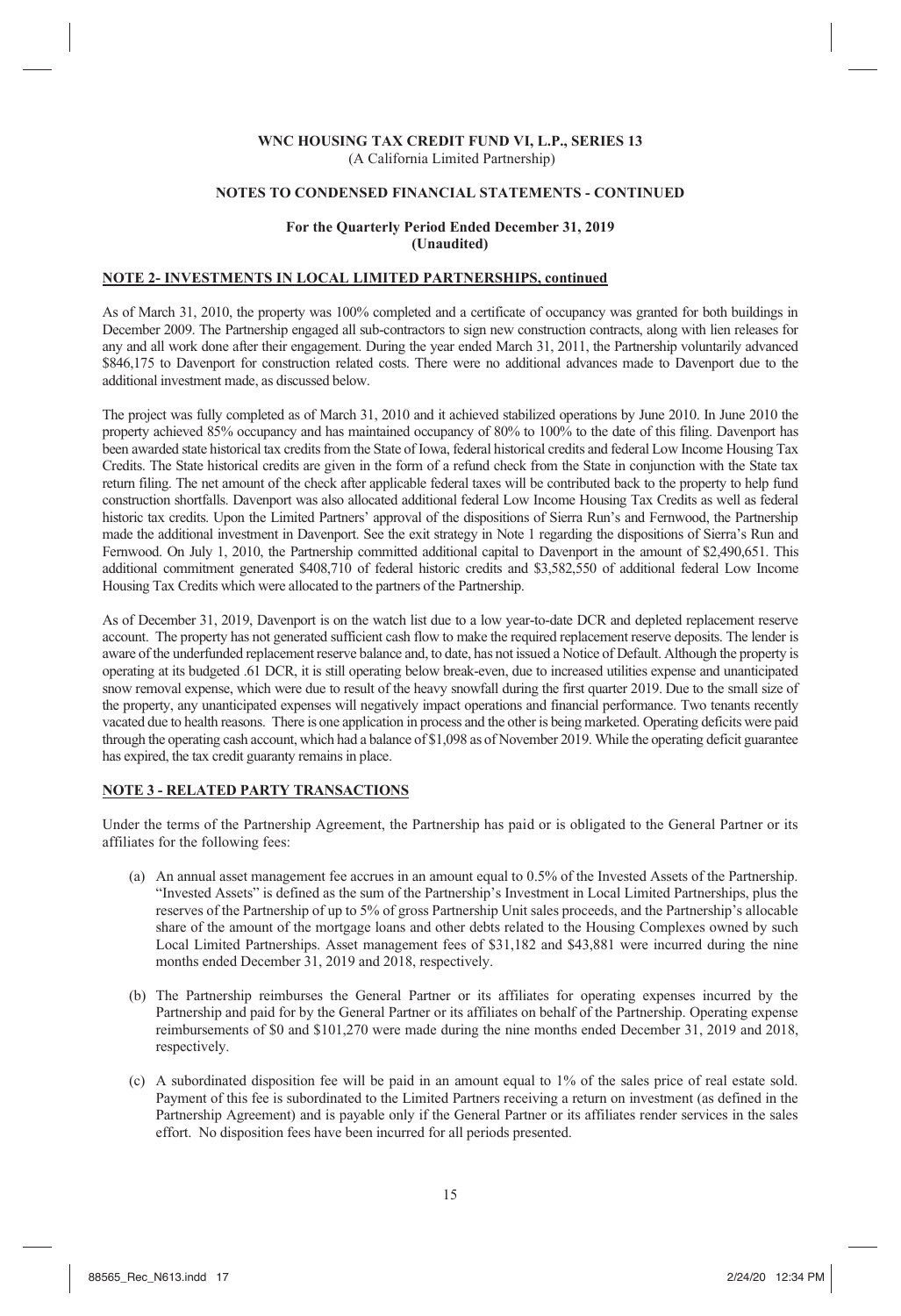**WNC HOUSING TAX CREDIT FUND VI, L.P., SERIES 13**
(A California Limited Partnership)

**NOTES TO CONDENSED FINANCIAL STATEMENTS - CONTINUED**

**For the Quarterly Period Ended December 31, 2019**
**(Unaudited)**

**NOTE 2- INVESTMENTS IN LOCAL LIMITED PARTNERSHIPS, continued**

As of March 31, 2010, the property was 100% completed and a certificate of occupancy was granted for both buildings in December 2009. The Partnership engaged all sub-contractors to sign new construction contracts, along with lien releases for any and all work done after their engagement. During the year ended March 31, 2011, the Partnership voluntarily advanced $846,175 to Davenport for construction related costs. There were no additional advances made to Davenport due to the additional investment made, as discussed below.

The project was fully completed as of March 31, 2010 and it achieved stabilized operations by June 2010. In June 2010 the property achieved 85% occupancy and has maintained occupancy of 80% to 100% to the date of this filing. Davenport has been awarded state historical tax credits from the State of Iowa, federal historical credits and federal Low Income Housing Tax Credits. The State historical credits are given in the form of a refund check from the State in conjunction with the State tax return filing. The net amount of the check after applicable federal taxes will be contributed back to the property to help fund construction shortfalls. Davenport was also allocated additional federal Low Income Housing Tax Credits as well as federal historic tax credits. Upon the Limited Partners' approval of the dispositions of Sierra Run's and Fernwood, the Partnership made the additional investment in Davenport. See the exit strategy in Note 1 regarding the dispositions of Sierra's Run and Fernwood. On July 1, 2010, the Partnership committed additional capital to Davenport in the amount of $2,490,651. This additional commitment generated $408,710 of federal historic credits and $3,582,550 of additional federal Low Income Housing Tax Credits which were allocated to the partners of the Partnership.

As of December 31, 2019, Davenport is on the watch list due to a low year-to-date DCR and depleted replacement reserve account. The property has not generated sufficient cash flow to make the required replacement reserve deposits. The lender is aware of the underfunded replacement reserve balance and, to date, has not issued a Notice of Default. Although the property is operating at its budgeted .61 DCR, it is still operating below break-even, due to increased utilities expense and unanticipated snow removal expense, which were due to result of the heavy snowfall during the first quarter 2019. Due to the small size of the property, any unanticipated expenses will negatively impact operations and financial performance. Two tenants recently vacated due to health reasons. There is one application in process and the other is being marketed. Operating deficits were paid through the operating cash account, which had a balance of $1,098 as of November 2019. While the operating deficit guarantee has expired, the tax credit guaranty remains in place.

**NOTE 3 - RELATED PARTY TRANSACTIONS**

Under the terms of the Partnership Agreement, the Partnership has paid or is obligated to the General Partner or its affiliates for the following fees:

(a) An annual asset management fee accrues in an amount equal to 0.5% of the Invested Assets of the Partnership. "Invested Assets" is defined as the sum of the Partnership's Investment in Local Limited Partnerships, plus the reserves of the Partnership of up to 5% of gross Partnership Unit sales proceeds, and the Partnership's allocable share of the amount of the mortgage loans and other debts related to the Housing Complexes owned by such Local Limited Partnerships. Asset management fees of $31,182 and $43,881 were incurred during the nine months ended December 31, 2019 and 2018, respectively.

(b) The Partnership reimburses the General Partner or its affiliates for operating expenses incurred by the Partnership and paid for by the General Partner or its affiliates on behalf of the Partnership. Operating expense reimbursements of $0 and $101,270 were made during the nine months ended December 31, 2019 and 2018, respectively.

(c) A subordinated disposition fee will be paid in an amount equal to 1% of the sales price of real estate sold. Payment of this fee is subordinated to the Limited Partners receiving a return on investment (as defined in the Partnership Agreement) and is payable only if the General Partner or its affiliates render services in the sales effort. No disposition fees have been incurred for all periods presented.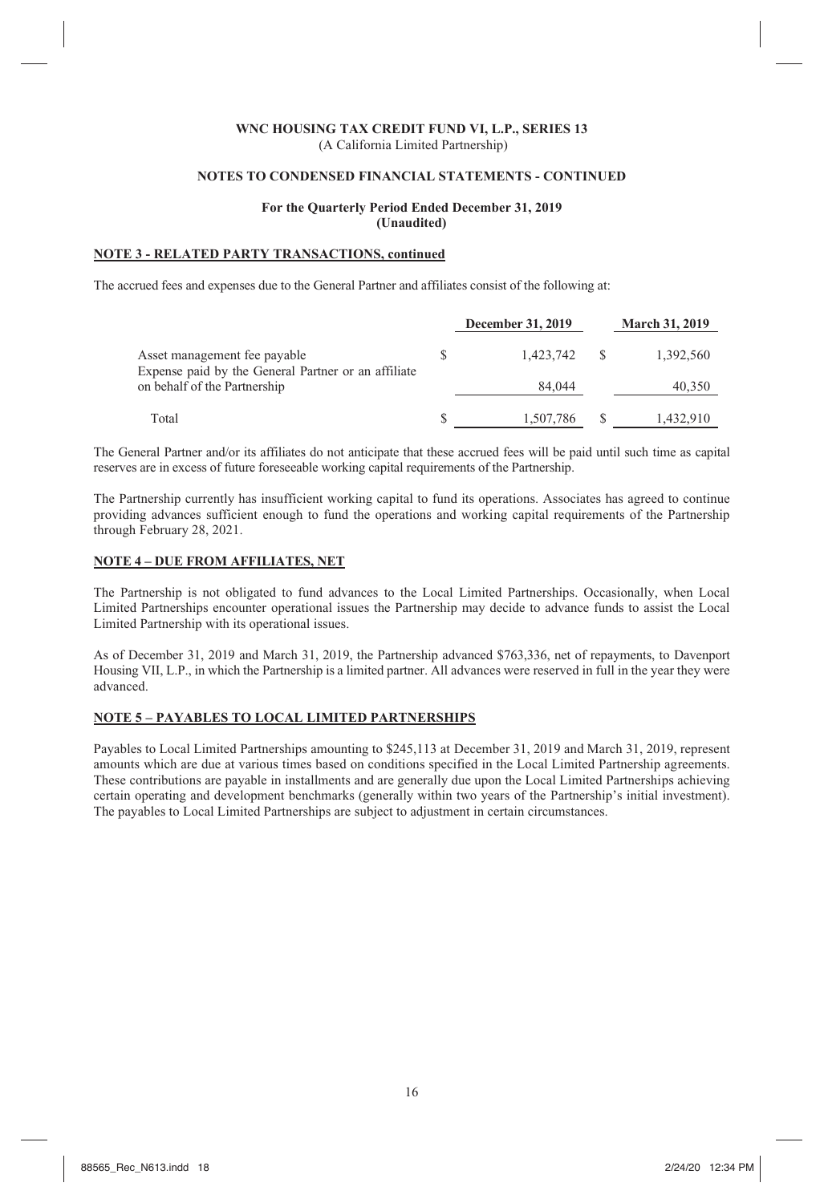**WNC HOUSING TAX CREDIT FUND VI, L.P., SERIES 13**
(A California Limited Partnership)

**NOTES TO CONDENSED FINANCIAL STATEMENTS - CONTINUED**

**For the Quarterly Period Ended December 31, 2019**
**(Unaudited)**

**NOTE 3 - RELATED PARTY TRANSACTIONS, continued**

The accrued fees and expenses due to the General Partner and affiliates consist of the following at:

| | December 31, 2019 | March 31, 2019 |
|---|---|---|
| Asset management fee payable | $ 1,423,742 | $ 1,392,560 |
| Expense paid by the General Partner or an affiliate on behalf of the Partnership | 84,044 | 40,350 |
| Total | $ 1,507,786 | $ 1,432,910 |

The General Partner and/or its affiliates do not anticipate that these accrued fees will be paid until such time as capital reserves are in excess of future foreseeable working capital requirements of the Partnership.

The Partnership currently has insufficient working capital to fund its operations. Associates has agreed to continue providing advances sufficient enough to fund the operations and working capital requirements of the Partnership through February 28, 2021.

**NOTE 4 – DUE FROM AFFILIATES, NET**

The Partnership is not obligated to fund advances to the Local Limited Partnerships. Occasionally, when Local Limited Partnerships encounter operational issues the Partnership may decide to advance funds to assist the Local Limited Partnership with its operational issues.

As of December 31, 2019 and March 31, 2019, the Partnership advanced $763,336, net of repayments, to Davenport Housing VII, L.P., in which the Partnership is a limited partner. All advances were reserved in full in the year they were advanced.

**NOTE 5 – PAYABLES TO LOCAL LIMITED PARTNERSHIPS**

Payables to Local Limited Partnerships amounting to $245,113 at December 31, 2019 and March 31, 2019, represent amounts which are due at various times based on conditions specified in the Local Limited Partnership agreements. These contributions are payable in installments and are generally due upon the Local Limited Partnerships achieving certain operating and development benchmarks (generally within two years of the Partnership's initial investment). The payables to Local Limited Partnerships are subject to adjustment in certain circumstances.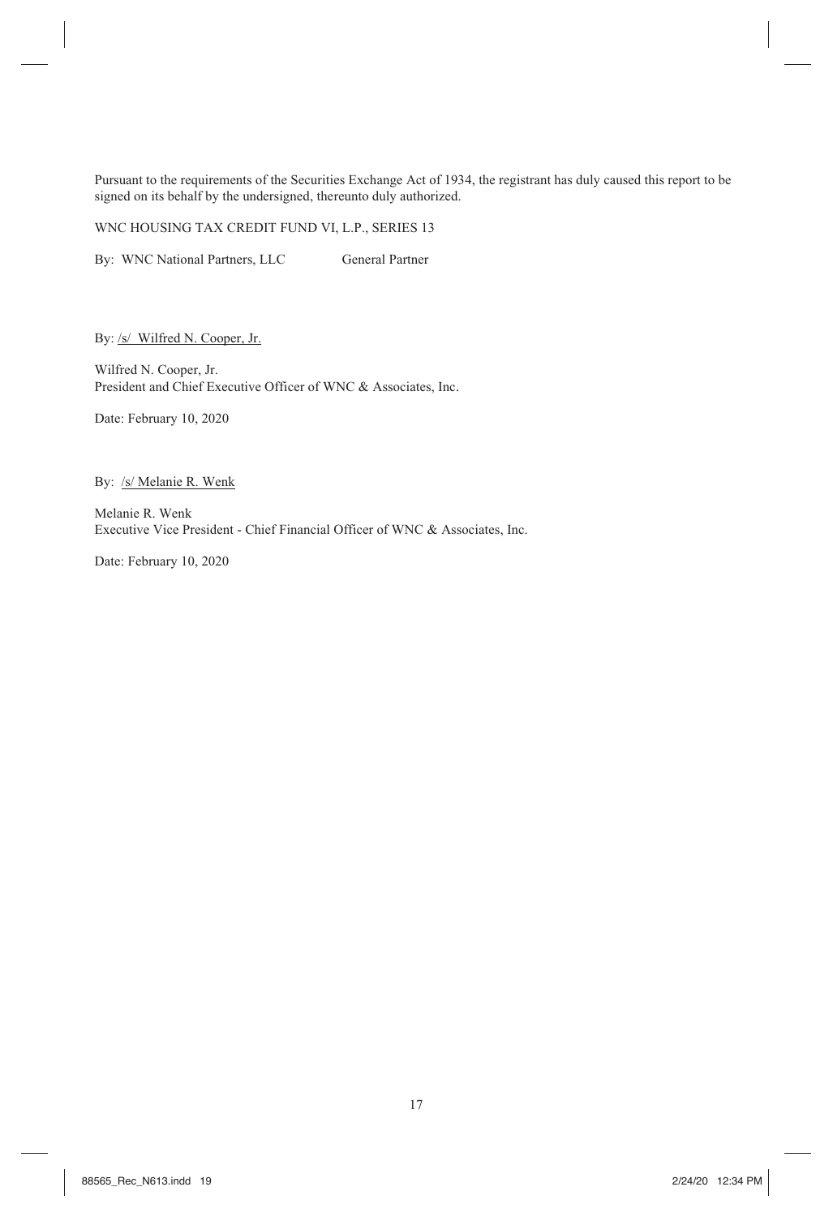Pursuant to the requirements of the Securities Exchange Act of 1934, the registrant has duly caused this report to be signed on its behalf by the undersigned, thereunto duly authorized.

WNC HOUSING TAX CREDIT FUND VI, L.P., SERIES 13

By: WNC National Partners, LLC     General Partner

By: /s/ Wilfred N. Cooper, Jr.

Wilfred N. Cooper, Jr.
President and Chief Executive Officer of WNC & Associates, Inc.

Date: February 10, 2020

By: /s/ Melanie R. Wenk

Melanie R. Wenk
Executive Vice President - Chief Financial Officer of WNC & Associates, Inc.

Date: February 10, 2020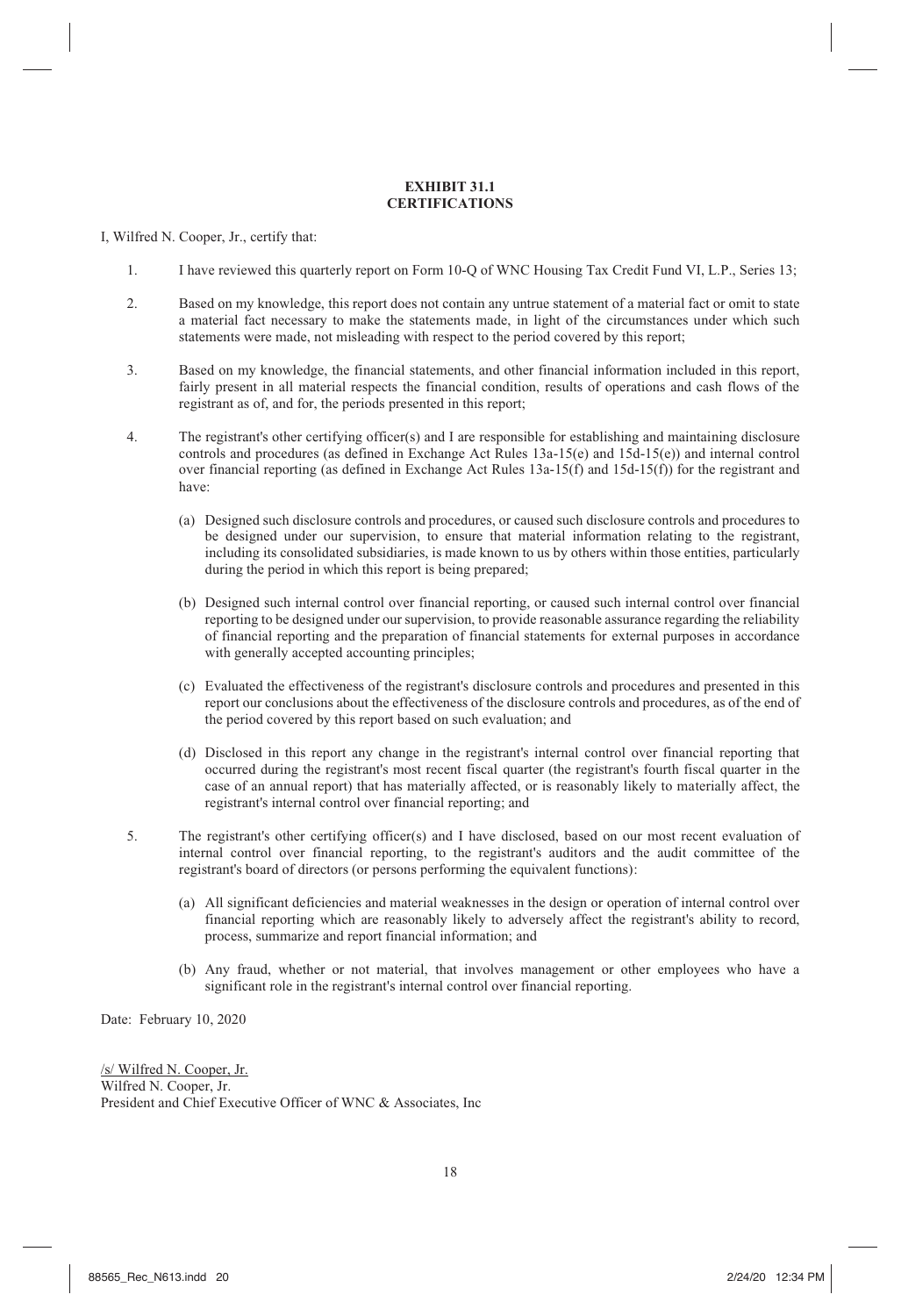**EXHIBIT 31.1**
**CERTIFICATIONS**

I, Wilfred N. Cooper, Jr., certify that:

1. I have reviewed this quarterly report on Form 10-Q of WNC Housing Tax Credit Fund VI, L.P., Series 13;

2. Based on my knowledge, this report does not contain any untrue statement of a material fact or omit to state a material fact necessary to make the statements made, in light of the circumstances under which such statements were made, not misleading with respect to the period covered by this report;

3. Based on my knowledge, the financial statements, and other financial information included in this report, fairly present in all material respects the financial condition, results of operations and cash flows of the registrant as of, and for, the periods presented in this report;

4. The registrant's other certifying officer(s) and I are responsible for establishing and maintaining disclosure controls and procedures (as defined in Exchange Act Rules 13a-15(e) and 15d-15(e)) and internal control over financial reporting (as defined in Exchange Act Rules 13a-15(f) and 15d-15(f)) for the registrant and have:

   (a) Designed such disclosure controls and procedures, or caused such disclosure controls and procedures to be designed under our supervision, to ensure that material information relating to the registrant, including its consolidated subsidiaries, is made known to us by others within those entities, particularly during the period in which this report is being prepared;

   (b) Designed such internal control over financial reporting, or caused such internal control over financial reporting to be designed under our supervision, to provide reasonable assurance regarding the reliability of financial reporting and the preparation of financial statements for external purposes in accordance with generally accepted accounting principles;

   (c) Evaluated the effectiveness of the registrant's disclosure controls and procedures and presented in this report our conclusions about the effectiveness of the disclosure controls and procedures, as of the end of the period covered by this report based on such evaluation; and

   (d) Disclosed in this report any change in the registrant's internal control over financial reporting that occurred during the registrant's most recent fiscal quarter (the registrant's fourth fiscal quarter in the case of an annual report) that has materially affected, or is reasonably likely to materially affect, the registrant's internal control over financial reporting; and

5. The registrant's other certifying officer(s) and I have disclosed, based on our most recent evaluation of internal control over financial reporting, to the registrant's auditors and the audit committee of the registrant's board of directors (or persons performing the equivalent functions):

   (a) All significant deficiencies and material weaknesses in the design or operation of internal control over financial reporting which are reasonably likely to adversely affect the registrant's ability to record, process, summarize and report financial information; and

   (b) Any fraud, whether or not material, that involves management or other employees who have a significant role in the registrant's internal control over financial reporting.

Date: February 10, 2020

/s/ Wilfred N. Cooper, Jr.
Wilfred N. Cooper, Jr.
President and Chief Executive Officer of WNC & Associates, Inc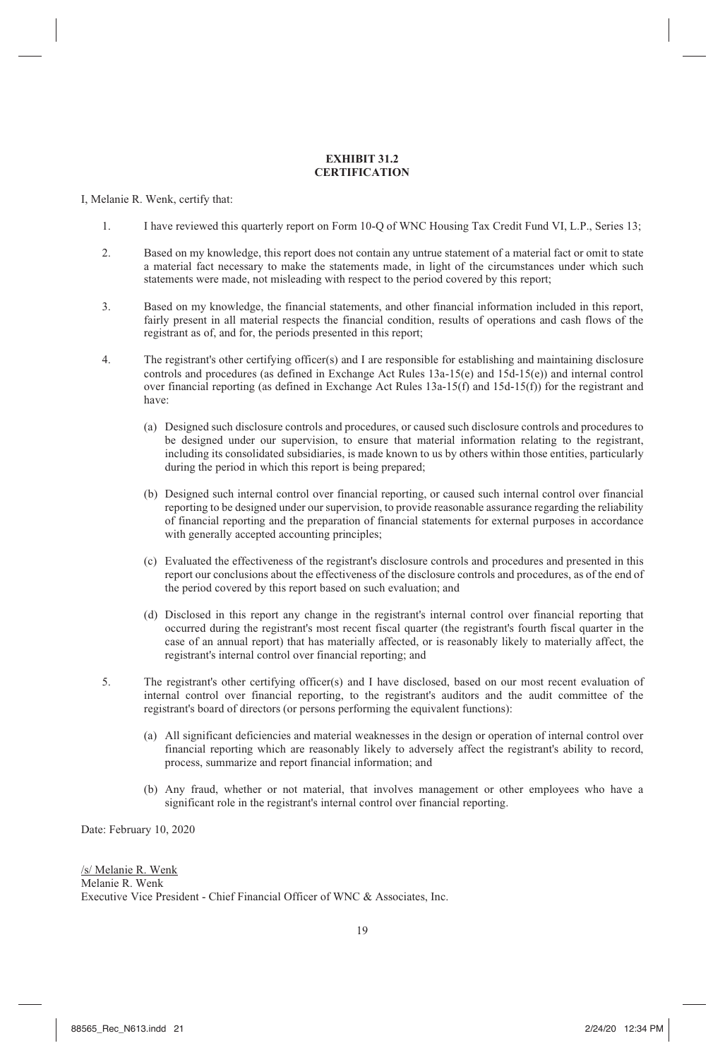**EXHIBIT 31.2**
**CERTIFICATION**

I, Melanie R. Wenk, certify that:

1. I have reviewed this quarterly report on Form 10-Q of WNC Housing Tax Credit Fund VI, L.P., Series 13;

2. Based on my knowledge, this report does not contain any untrue statement of a material fact or omit to state a material fact necessary to make the statements made, in light of the circumstances under which such statements were made, not misleading with respect to the period covered by this report;

3. Based on my knowledge, the financial statements, and other financial information included in this report, fairly present in all material respects the financial condition, results of operations and cash flows of the registrant as of, and for, the periods presented in this report;

4. The registrant's other certifying officer(s) and I are responsible for establishing and maintaining disclosure controls and procedures (as defined in Exchange Act Rules 13a-15(e) and 15d-15(e)) and internal control over financial reporting (as defined in Exchange Act Rules 13a-15(f) and 15d-15(f)) for the registrant and have:

   (a) Designed such disclosure controls and procedures, or caused such disclosure controls and procedures to be designed under our supervision, to ensure that material information relating to the registrant, including its consolidated subsidiaries, is made known to us by others within those entities, particularly during the period in which this report is being prepared;

   (b) Designed such internal control over financial reporting, or caused such internal control over financial reporting to be designed under our supervision, to provide reasonable assurance regarding the reliability of financial reporting and the preparation of financial statements for external purposes in accordance with generally accepted accounting principles;

   (c) Evaluated the effectiveness of the registrant's disclosure controls and procedures and presented in this report our conclusions about the effectiveness of the disclosure controls and procedures, as of the end of the period covered by this report based on such evaluation; and

   (d) Disclosed in this report any change in the registrant's internal control over financial reporting that occurred during the registrant's most recent fiscal quarter (the registrant's fourth fiscal quarter in the case of an annual report) that has materially affected, or is reasonably likely to materially affect, the registrant's internal control over financial reporting; and

5. The registrant's other certifying officer(s) and I have disclosed, based on our most recent evaluation of internal control over financial reporting, to the registrant's auditors and the audit committee of the registrant's board of directors (or persons performing the equivalent functions):

   (a) All significant deficiencies and material weaknesses in the design or operation of internal control over financial reporting which are reasonably likely to adversely affect the registrant's ability to record, process, summarize and report financial information; and

   (b) Any fraud, whether or not material, that involves management or other employees who have a significant role in the registrant's internal control over financial reporting.

Date: February 10, 2020

/s/ Melanie R. Wenk
Melanie R. Wenk
Executive Vice President - Chief Financial Officer of WNC & Associates, Inc.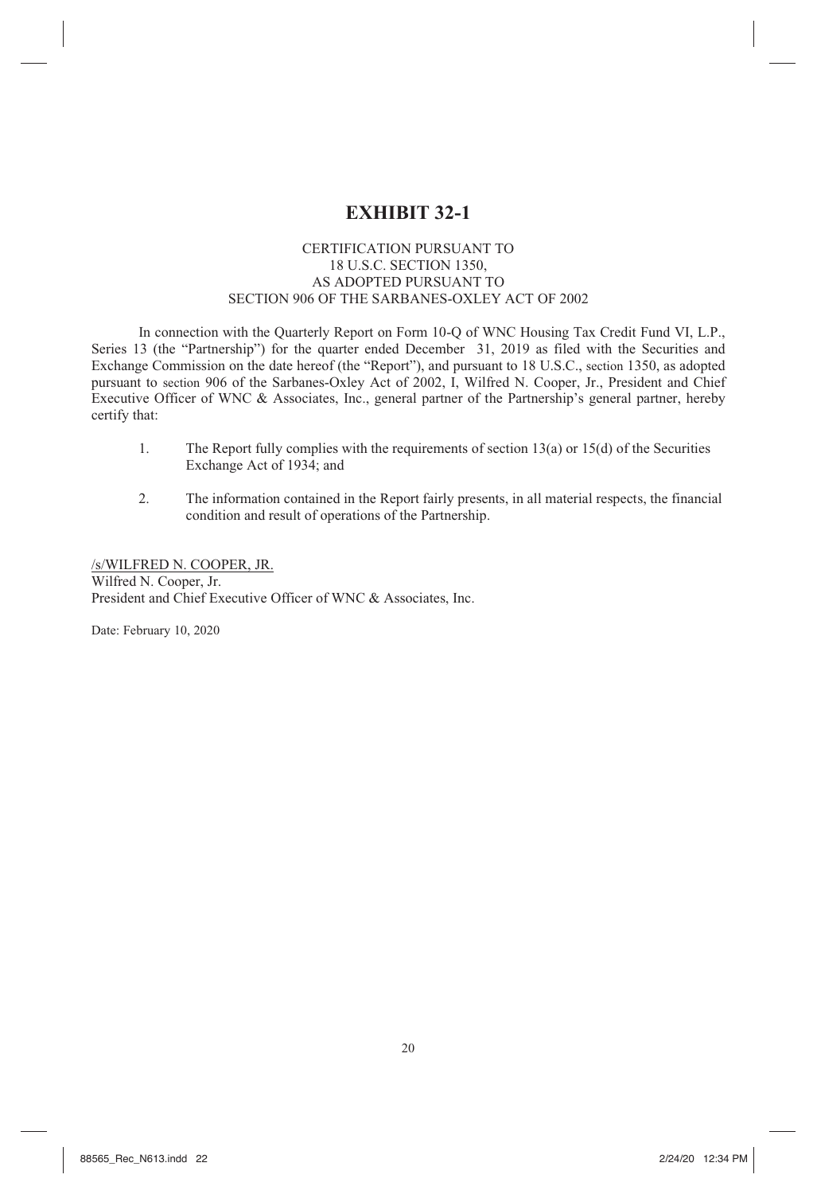# EXHIBIT 32-1

CERTIFICATION PURSUANT TO
18 U.S.C. SECTION 1350,
AS ADOPTED PURSUANT TO
SECTION 906 OF THE SARBANES-OXLEY ACT OF 2002

In connection with the Quarterly Report on Form 10-Q of WNC Housing Tax Credit Fund VI, L.P., Series 13 (the "Partnership") for the quarter ended December 31, 2019 as filed with the Securities and Exchange Commission on the date hereof (the "Report"), and pursuant to 18 U.S.C., section 1350, as adopted pursuant to section 906 of the Sarbanes-Oxley Act of 2002, I, Wilfred N. Cooper, Jr., President and Chief Executive Officer of WNC & Associates, Inc., general partner of the Partnership's general partner, hereby certify that:

1. The Report fully complies with the requirements of section 13(a) or 15(d) of the Securities Exchange Act of 1934; and

2. The information contained in the Report fairly presents, in all material respects, the financial condition and result of operations of the Partnership.

/s/WILFRED N. COOPER, JR.
Wilfred N. Cooper, Jr.
President and Chief Executive Officer of WNC & Associates, Inc.

Date: February 10, 2020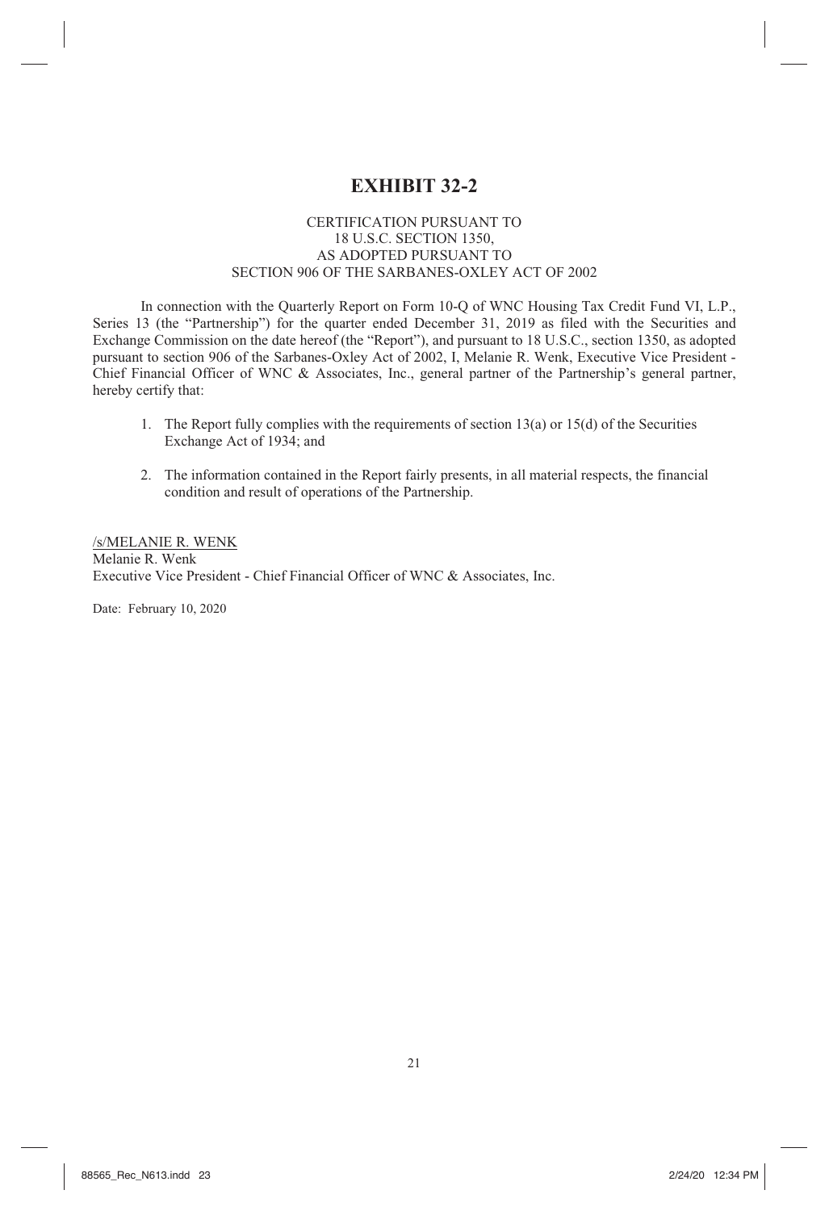# EXHIBIT 32-2

CERTIFICATION PURSUANT TO
18 U.S.C. SECTION 1350,
AS ADOPTED PURSUANT TO
SECTION 906 OF THE SARBANES-OXLEY ACT OF 2002

In connection with the Quarterly Report on Form 10-Q of WNC Housing Tax Credit Fund VI, L.P., Series 13 (the "Partnership") for the quarter ended December 31, 2019 as filed with the Securities and Exchange Commission on the date hereof (the "Report"), and pursuant to 18 U.S.C., section 1350, as adopted pursuant to section 906 of the Sarbanes-Oxley Act of 2002, I, Melanie R. Wenk, Executive Vice President - Chief Financial Officer of WNC & Associates, Inc., general partner of the Partnership's general partner, hereby certify that:

1. The Report fully complies with the requirements of section 13(a) or 15(d) of the Securities Exchange Act of 1934; and
2. The information contained in the Report fairly presents, in all material respects, the financial condition and result of operations of the Partnership.

/s/MELANIE R. WENK
Melanie R. Wenk
Executive Vice President - Chief Financial Officer of WNC & Associates, Inc.

Date: February 10, 2020